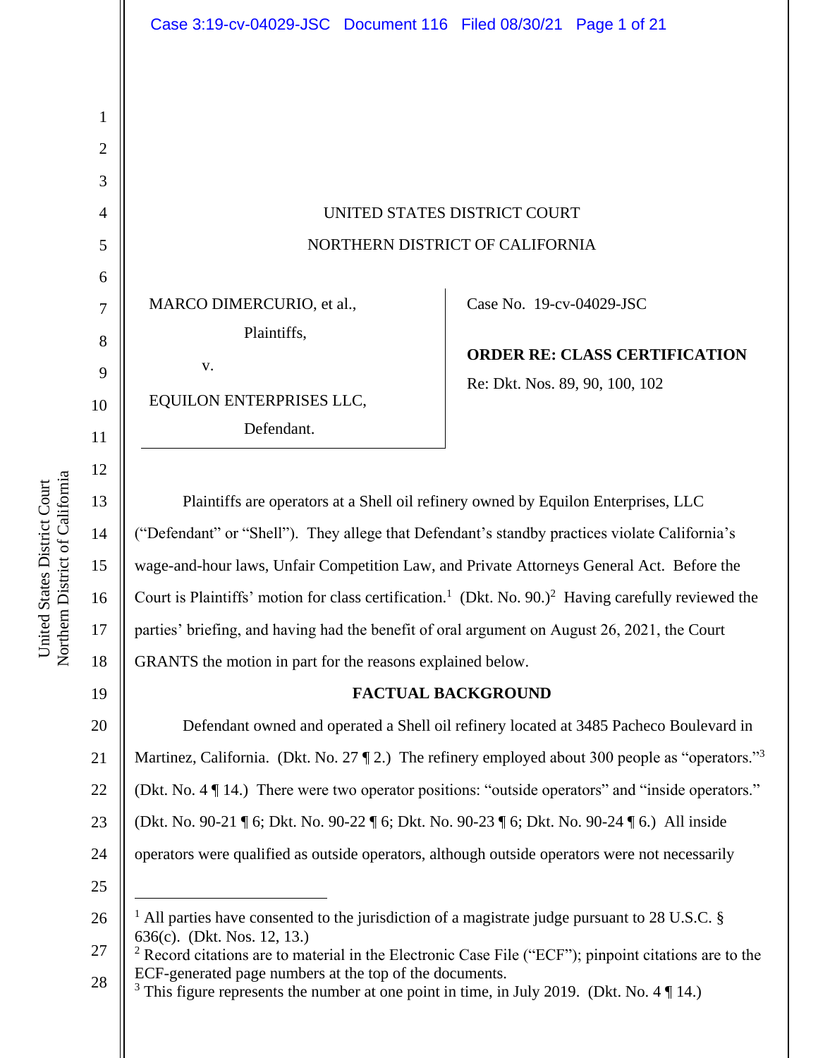UNITED STATES DISTRICT COURT

NORTHERN DISTRICT OF CALIFORNIA

MARCO DIMERCURIO, et al.,

Plaintiffs,

v.

EQUILON ENTERPRISES LLC,

Defendant.

Case No. 19-cv-04029-JSC

**ORDER RE: CLASS CERTIFICATION**

Re: Dkt. Nos. 89, 90, 100, 102

Plaintiffs are operators at a Shell oil refinery owned by Equilon Enterprises, LLC ("Defendant" or "Shell"). They allege that Defendant's standby practices violate California's wage-and-hour laws, Unfair Competition Law, and Private Attorneys General Act. Before the Court is Plaintiffs' motion for class certification.[1] (Dkt. No. 90.)[2] Having carefully reviewed the parties' briefing, and having had the benefit of oral argument on August 26, 2021, the Court GRANTS the motion in part for the reasons explained below.

## FACTUAL BACKGROUND

Defendant owned and operated a Shell oil refinery located at 3485 Pacheco Boulevard in Martinez, California. (Dkt. No. 27 ¶ 2.) The refinery employed about 300 people as "operators."[3] (Dkt. No. 4 ¶ 14.) There were two operator positions: "outside operators" and "inside operators." (Dkt. No. 90-21 ¶ 6; Dkt. No. 90-22 ¶ 6; Dkt. No. 90-23 ¶ 6; Dkt. No. 90-24 ¶ 6.) All inside operators were qualified as outside operators, although outside operators were not necessarily

---

[1] All parties have consented to the jurisdiction of a magistrate judge pursuant to 28 U.S.C. § 636(c). (Dkt. Nos. 12, 13.)

[2] Record citations are to material in the Electronic Case File ("ECF"); pinpoint citations are to the ECF-generated page numbers at the top of the documents.

[3] This figure represents the number at one point in time, in July 2019. (Dkt. No. 4 ¶ 14.)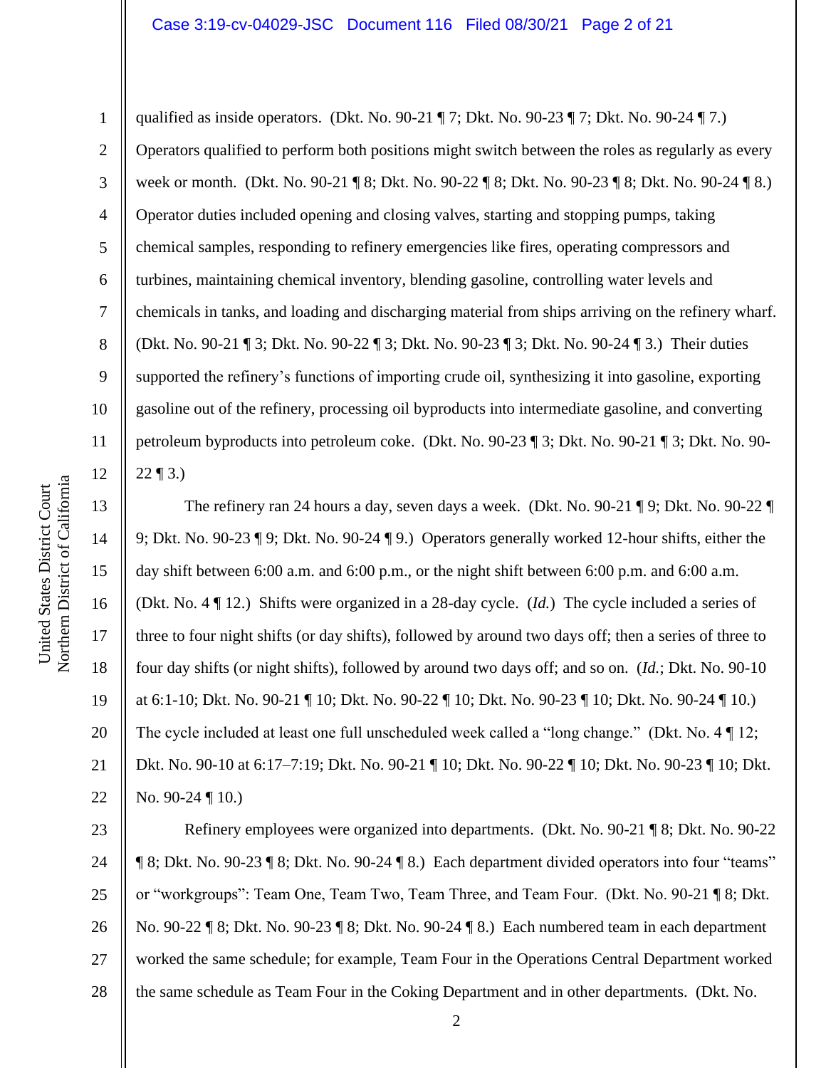qualified as inside operators. (Dkt. No. 90-21 ¶ 7; Dkt. No. 90-23 ¶ 7; Dkt. No. 90-24 ¶ 7.) Operators qualified to perform both positions might switch between the roles as regularly as every week or month. (Dkt. No. 90-21 ¶ 8; Dkt. No. 90-22 ¶ 8; Dkt. No. 90-23 ¶ 8; Dkt. No. 90-24 ¶ 8.) Operator duties included opening and closing valves, starting and stopping pumps, taking chemical samples, responding to refinery emergencies like fires, operating compressors and turbines, maintaining chemical inventory, blending gasoline, controlling water levels and chemicals in tanks, and loading and discharging material from ships arriving on the refinery wharf. (Dkt. No. 90-21 ¶ 3; Dkt. No. 90-22 ¶ 3; Dkt. No. 90-23 ¶ 3; Dkt. No. 90-24 ¶ 3.) Their duties supported the refinery's functions of importing crude oil, synthesizing it into gasoline, exporting gasoline out of the refinery, processing oil byproducts into intermediate gasoline, and converting petroleum byproducts into petroleum coke. (Dkt. No. 90-23 ¶ 3; Dkt. No. 90-21 ¶ 3; Dkt. No. 90-22 ¶ 3.)

The refinery ran 24 hours a day, seven days a week. (Dkt. No. 90-21 ¶ 9; Dkt. No. 90-22 ¶ 9; Dkt. No. 90-23 ¶ 9; Dkt. No. 90-24 ¶ 9.) Operators generally worked 12-hour shifts, either the day shift between 6:00 a.m. and 6:00 p.m., or the night shift between 6:00 p.m. and 6:00 a.m. (Dkt. No. 4 ¶ 12.) Shifts were organized in a 28-day cycle. (*Id.*) The cycle included a series of three to four night shifts (or day shifts), followed by around two days off; then a series of three to four day shifts (or night shifts), followed by around two days off; and so on. (*Id.*; Dkt. No. 90-10 at 6:1-10; Dkt. No. 90-21 ¶ 10; Dkt. No. 90-22 ¶ 10; Dkt. No. 90-23 ¶ 10; Dkt. No. 90-24 ¶ 10.) The cycle included at least one full unscheduled week called a "long change." (Dkt. No. 4 ¶ 12; Dkt. No. 90-10 at 6:17–7:19; Dkt. No. 90-21 ¶ 10; Dkt. No. 90-22 ¶ 10; Dkt. No. 90-23 ¶ 10; Dkt. No. 90-24 ¶ 10.)

Refinery employees were organized into departments. (Dkt. No. 90-21 ¶ 8; Dkt. No. 90-22 ¶ 8; Dkt. No. 90-23 ¶ 8; Dkt. No. 90-24 ¶ 8.) Each department divided operators into four "teams" or "workgroups": Team One, Team Two, Team Three, and Team Four. (Dkt. No. 90-21 ¶ 8; Dkt. No. 90-22 ¶ 8; Dkt. No. 90-23 ¶ 8; Dkt. No. 90-24 ¶ 8.) Each numbered team in each department worked the same schedule; for example, Team Four in the Operations Central Department worked the same schedule as Team Four in the Coking Department and in other departments. (Dkt. No.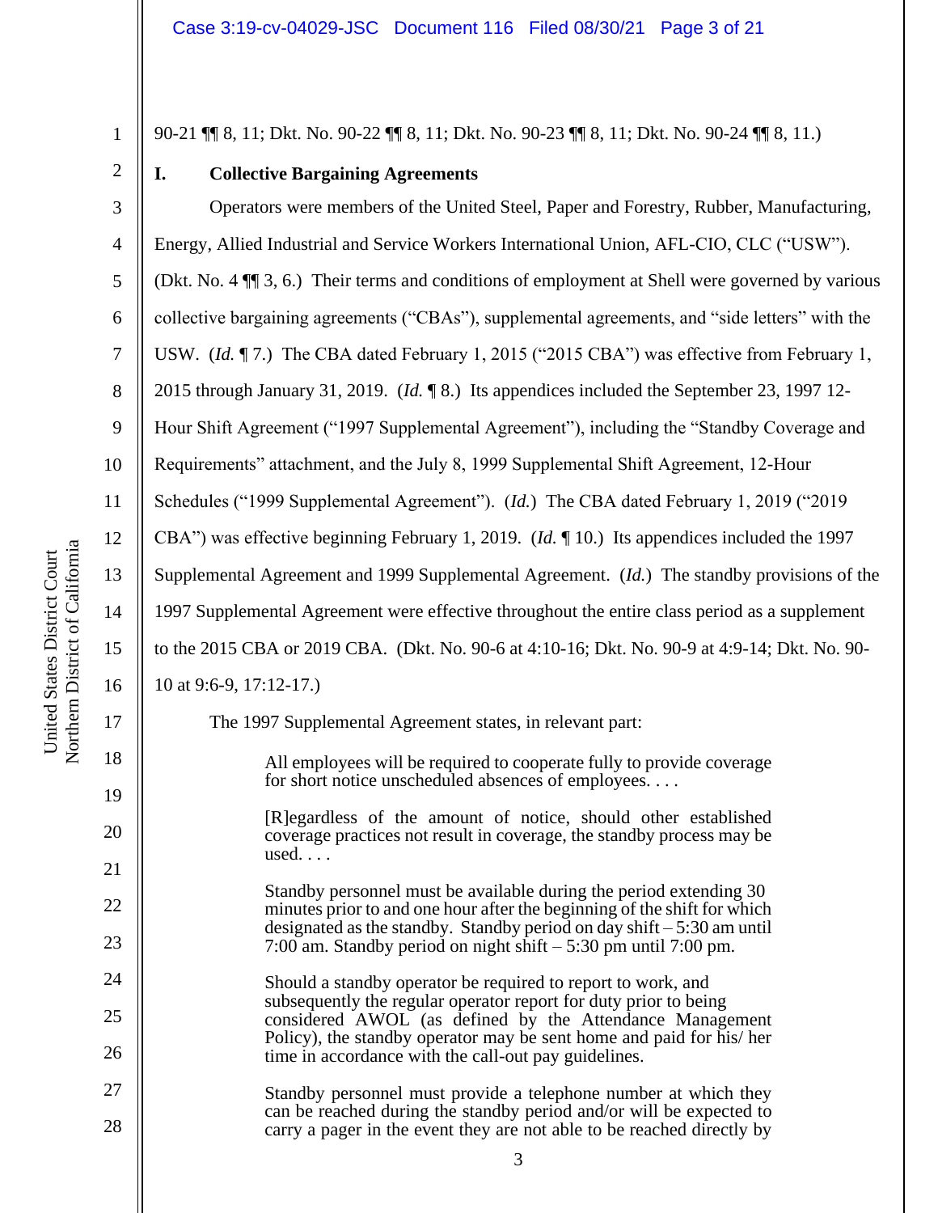90-21 ¶¶ 8, 11; Dkt. No. 90-22 ¶¶ 8, 11; Dkt. No. 90-23 ¶¶ 8, 11; Dkt. No. 90-24 ¶¶ 8, 11.)

## I. Collective Bargaining Agreements

Operators were members of the United Steel, Paper and Forestry, Rubber, Manufacturing, Energy, Allied Industrial and Service Workers International Union, AFL-CIO, CLC ("USW"). (Dkt. No. 4 ¶¶ 3, 6.) Their terms and conditions of employment at Shell were governed by various collective bargaining agreements ("CBAs"), supplemental agreements, and "side letters" with the USW. (*Id.* ¶ 7.) The CBA dated February 1, 2015 ("2015 CBA") was effective from February 1, 2015 through January 31, 2019. (*Id.* ¶ 8.) Its appendices included the September 23, 1997 12-Hour Shift Agreement ("1997 Supplemental Agreement"), including the "Standby Coverage and Requirements" attachment, and the July 8, 1999 Supplemental Shift Agreement, 12-Hour Schedules ("1999 Supplemental Agreement"). (*Id.*) The CBA dated February 1, 2019 ("2019 CBA") was effective beginning February 1, 2019. (*Id.* ¶ 10.) Its appendices included the 1997 Supplemental Agreement and 1999 Supplemental Agreement. (*Id.*) The standby provisions of the 1997 Supplemental Agreement were effective throughout the entire class period as a supplement to the 2015 CBA or 2019 CBA. (Dkt. No. 90-6 at 4:10-16; Dkt. No. 90-9 at 4:9-14; Dkt. No. 90-10 at 9:6-9, 17:12-17.)

The 1997 Supplemental Agreement states, in relevant part:

> All employees will be required to cooperate fully to provide coverage for short notice unscheduled absences of employees. . . .
>
> [R]egardless of the amount of notice, should other established coverage practices not result in coverage, the standby process may be used. . . .
>
> Standby personnel must be available during the period extending 30 minutes prior to and one hour after the beginning of the shift for which designated as the standby. Standby period on day shift – 5:30 am until 7:00 am. Standby period on night shift – 5:30 pm until 7:00 pm.
>
> Should a standby operator be required to report to work, and subsequently the regular operator report for duty prior to being considered AWOL (as defined by the Attendance Management Policy), the standby operator may be sent home and paid for his/ her time in accordance with the call-out pay guidelines.
>
> Standby personnel must provide a telephone number at which they can be reached during the standby period and/or will be expected to carry a pager in the event they are not able to be reached directly by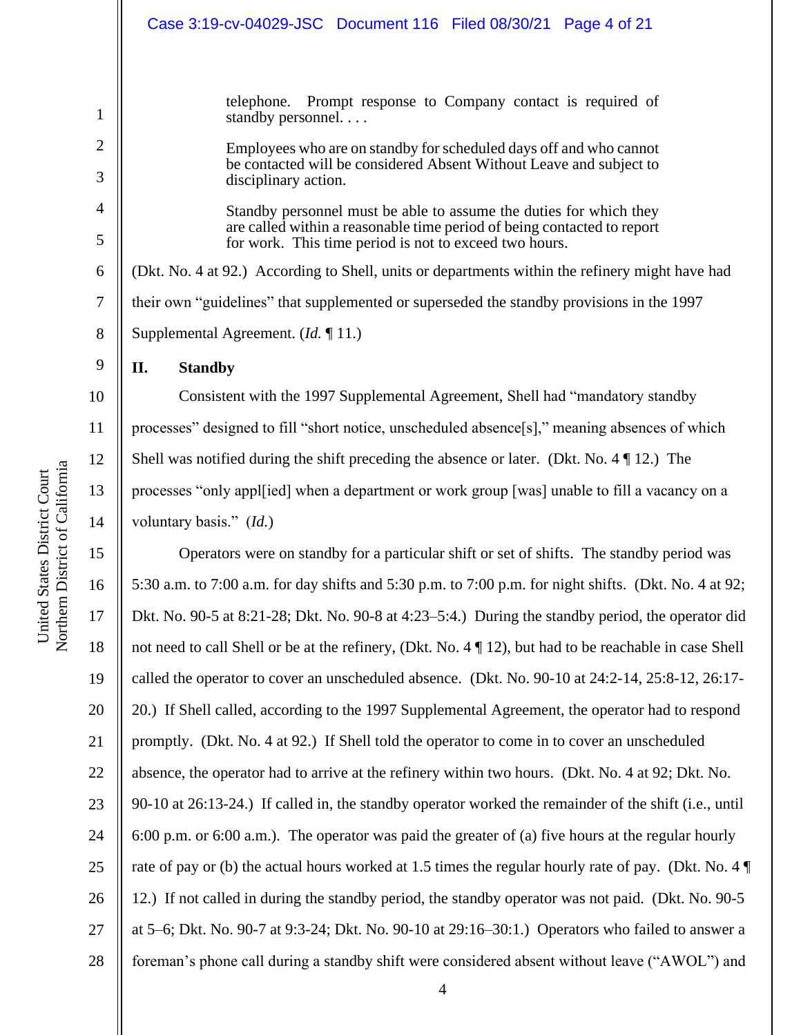> telephone. Prompt response to Company contact is required of standby personnel. . . .
>
> Employees who are on standby for scheduled days off and who cannot be contacted will be considered Absent Without Leave and subject to disciplinary action.
>
> Standby personnel must be able to assume the duties for which they are called within a reasonable time period of being contacted to report for work. This time period is not to exceed two hours.

(Dkt. No. 4 at 92.) According to Shell, units or departments within the refinery might have had their own "guidelines" that supplemented or superseded the standby provisions in the 1997 Supplemental Agreement. (*Id.* ¶ 11.)

## II. Standby

Consistent with the 1997 Supplemental Agreement, Shell had "mandatory standby processes" designed to fill "short notice, unscheduled absence[s]," meaning absences of which Shell was notified during the shift preceding the absence or later. (Dkt. No. 4 ¶ 12.) The processes "only appl[ied] when a department or work group [was] unable to fill a vacancy on a voluntary basis." (*Id.*)

Operators were on standby for a particular shift or set of shifts. The standby period was 5:30 a.m. to 7:00 a.m. for day shifts and 5:30 p.m. to 7:00 p.m. for night shifts. (Dkt. No. 4 at 92; Dkt. No. 90-5 at 8:21-28; Dkt. No. 90-8 at 4:23–5:4.) During the standby period, the operator did not need to call Shell or be at the refinery, (Dkt. No. 4 ¶ 12), but had to be reachable in case Shell called the operator to cover an unscheduled absence. (Dkt. No. 90-10 at 24:2-14, 25:8-12, 26:17-20.) If Shell called, according to the 1997 Supplemental Agreement, the operator had to respond promptly. (Dkt. No. 4 at 92.) If Shell told the operator to come in to cover an unscheduled absence, the operator had to arrive at the refinery within two hours. (Dkt. No. 4 at 92; Dkt. No. 90-10 at 26:13-24.) If called in, the standby operator worked the remainder of the shift (i.e., until 6:00 p.m. or 6:00 a.m.). The operator was paid the greater of (a) five hours at the regular hourly rate of pay or (b) the actual hours worked at 1.5 times the regular hourly rate of pay. (Dkt. No. 4 ¶ 12.) If not called in during the standby period, the standby operator was not paid. (Dkt. No. 90-5 at 5–6; Dkt. No. 90-7 at 9:3-24; Dkt. No. 90-10 at 29:16–30:1.) Operators who failed to answer a foreman's phone call during a standby shift were considered absent without leave ("AWOL") and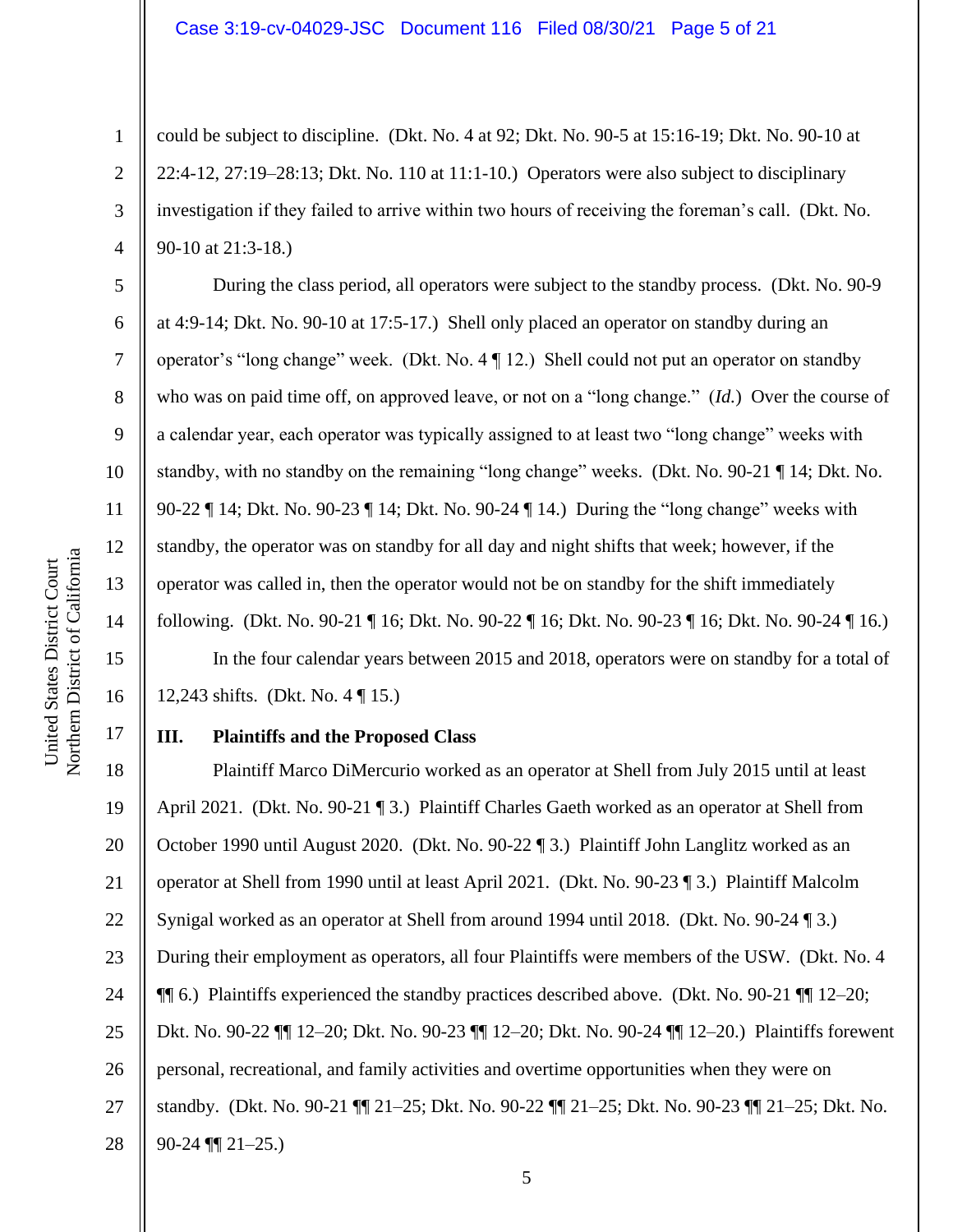could be subject to discipline. (Dkt. No. 4 at 92; Dkt. No. 90-5 at 15:16-19; Dkt. No. 90-10 at 22:4-12, 27:19–28:13; Dkt. No. 110 at 11:1-10.) Operators were also subject to disciplinary investigation if they failed to arrive within two hours of receiving the foreman's call. (Dkt. No. 90-10 at 21:3-18.)

During the class period, all operators were subject to the standby process. (Dkt. No. 90-9 at 4:9-14; Dkt. No. 90-10 at 17:5-17.) Shell only placed an operator on standby during an operator's "long change" week. (Dkt. No. 4 ¶ 12.) Shell could not put an operator on standby who was on paid time off, on approved leave, or not on a "long change." (*Id.*) Over the course of a calendar year, each operator was typically assigned to at least two "long change" weeks with standby, with no standby on the remaining "long change" weeks. (Dkt. No. 90-21 ¶ 14; Dkt. No. 90-22 ¶ 14; Dkt. No. 90-23 ¶ 14; Dkt. No. 90-24 ¶ 14.) During the "long change" weeks with standby, the operator was on standby for all day and night shifts that week; however, if the operator was called in, then the operator would not be on standby for the shift immediately following. (Dkt. No. 90-21 ¶ 16; Dkt. No. 90-22 ¶ 16; Dkt. No. 90-23 ¶ 16; Dkt. No. 90-24 ¶ 16.)

In the four calendar years between 2015 and 2018, operators were on standby for a total of 12,243 shifts. (Dkt. No. 4 ¶ 15.)

## III. Plaintiffs and the Proposed Class

Plaintiff Marco DiMercurio worked as an operator at Shell from July 2015 until at least April 2021. (Dkt. No. 90-21 ¶ 3.) Plaintiff Charles Gaeth worked as an operator at Shell from October 1990 until August 2020. (Dkt. No. 90-22 ¶ 3.) Plaintiff John Langlitz worked as an operator at Shell from 1990 until at least April 2021. (Dkt. No. 90-23 ¶ 3.) Plaintiff Malcolm Synigal worked as an operator at Shell from around 1994 until 2018. (Dkt. No. 90-24 ¶ 3.) During their employment as operators, all four Plaintiffs were members of the USW. (Dkt. No. 4 ¶¶ 6.) Plaintiffs experienced the standby practices described above. (Dkt. No. 90-21 ¶¶ 12–20; Dkt. No. 90-22 ¶¶ 12–20; Dkt. No. 90-23 ¶¶ 12–20; Dkt. No. 90-24 ¶¶ 12–20.) Plaintiffs forewent personal, recreational, and family activities and overtime opportunities when they were on standby. (Dkt. No. 90-21 ¶¶ 21–25; Dkt. No. 90-22 ¶¶ 21–25; Dkt. No. 90-23 ¶¶ 21–25; Dkt. No. 90-24 ¶¶ 21–25.)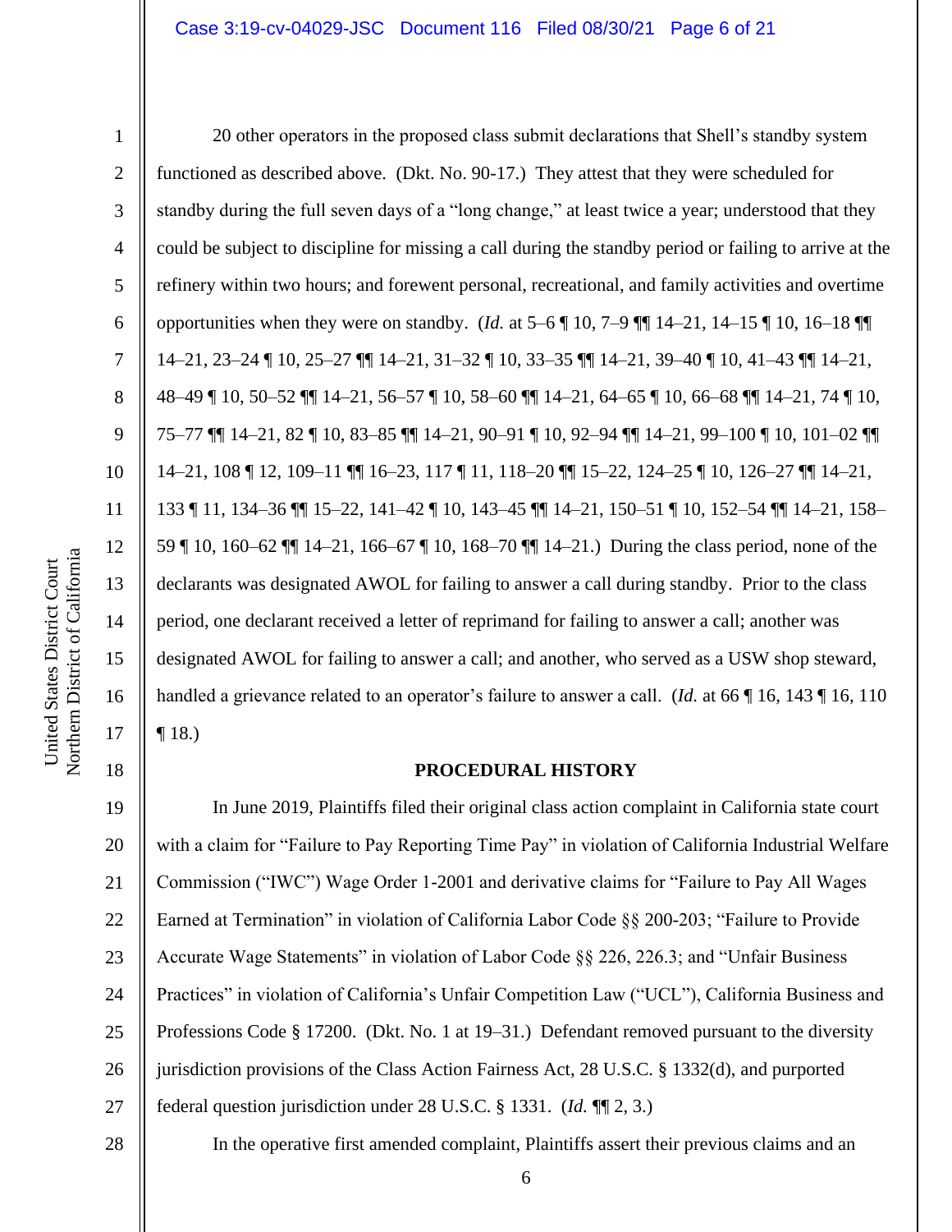20 other operators in the proposed class submit declarations that Shell's standby system functioned as described above. (Dkt. No. 90-17.) They attest that they were scheduled for standby during the full seven days of a "long change," at least twice a year; understood that they could be subject to discipline for missing a call during the standby period or failing to arrive at the refinery within two hours; and forewent personal, recreational, and family activities and overtime opportunities when they were on standby. (*Id.* at 5–6 ¶ 10, 7–9 ¶¶ 14–21, 14–15 ¶ 10, 16–18 ¶¶ 14–21, 23–24 ¶ 10, 25–27 ¶¶ 14–21, 31–32 ¶ 10, 33–35 ¶¶ 14–21, 39–40 ¶ 10, 41–43 ¶¶ 14–21, 48–49 ¶ 10, 50–52 ¶¶ 14–21, 56–57 ¶ 10, 58–60 ¶¶ 14–21, 64–65 ¶ 10, 66–68 ¶¶ 14–21, 74 ¶ 10, 75–77 ¶¶ 14–21, 82 ¶ 10, 83–85 ¶¶ 14–21, 90–91 ¶ 10, 92–94 ¶¶ 14–21, 99–100 ¶ 10, 101–02 ¶¶ 14–21, 108 ¶ 12, 109–11 ¶¶ 16–23, 117 ¶ 11, 118–20 ¶¶ 15–22, 124–25 ¶ 10, 126–27 ¶¶ 14–21, 133 ¶ 11, 134–36 ¶¶ 15–22, 141–42 ¶ 10, 143–45 ¶¶ 14–21, 150–51 ¶ 10, 152–54 ¶¶ 14–21, 158–59 ¶ 10, 160–62 ¶¶ 14–21, 166–67 ¶ 10, 168–70 ¶¶ 14–21.) During the class period, none of the declarants was designated AWOL for failing to answer a call during standby. Prior to the class period, one declarant received a letter of reprimand for failing to answer a call; another was designated AWOL for failing to answer a call; and another, who served as a USW shop steward, handled a grievance related to an operator's failure to answer a call. (*Id.* at 66 ¶ 16, 143 ¶ 16, 110 ¶ 18.)

## PROCEDURAL HISTORY

In June 2019, Plaintiffs filed their original class action complaint in California state court with a claim for "Failure to Pay Reporting Time Pay" in violation of California Industrial Welfare Commission ("IWC") Wage Order 1-2001 and derivative claims for "Failure to Pay All Wages Earned at Termination" in violation of California Labor Code §§ 200-203; "Failure to Provide Accurate Wage Statements" in violation of Labor Code §§ 226, 226.3; and "Unfair Business Practices" in violation of California's Unfair Competition Law ("UCL"), California Business and Professions Code § 17200. (Dkt. No. 1 at 19–31.) Defendant removed pursuant to the diversity jurisdiction provisions of the Class Action Fairness Act, 28 U.S.C. § 1332(d), and purported federal question jurisdiction under 28 U.S.C. § 1331. (*Id.* ¶¶ 2, 3.)

In the operative first amended complaint, Plaintiffs assert their previous claims and an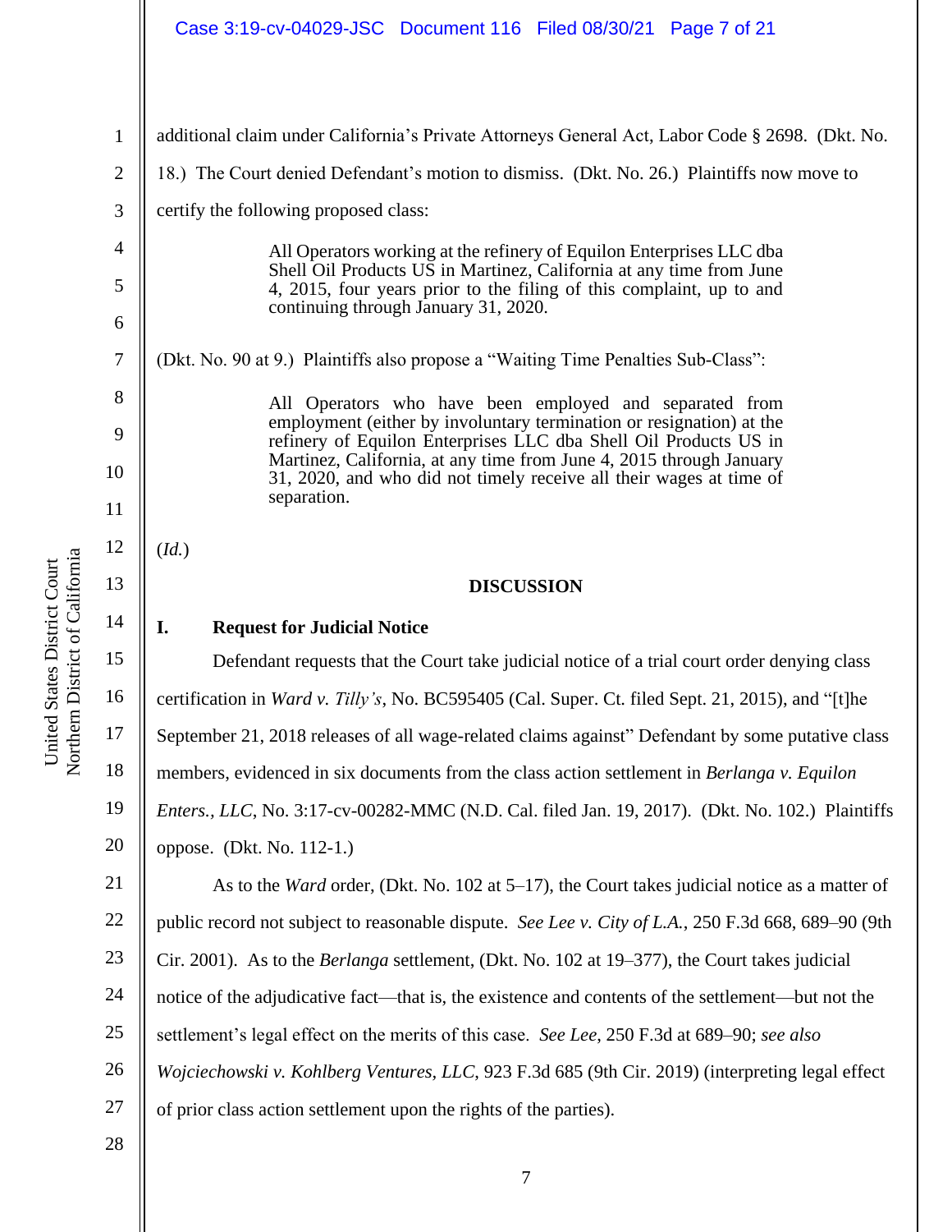additional claim under California's Private Attorneys General Act, Labor Code § 2698. (Dkt. No. 18.) The Court denied Defendant's motion to dismiss. (Dkt. No. 26.) Plaintiffs now move to certify the following proposed class:

> All Operators working at the refinery of Equilon Enterprises LLC dba Shell Oil Products US in Martinez, California at any time from June 4, 2015, four years prior to the filing of this complaint, up to and continuing through January 31, 2020.

(Dkt. No. 90 at 9.) Plaintiffs also propose a "Waiting Time Penalties Sub-Class":

> All Operators who have been employed and separated from employment (either by involuntary termination or resignation) at the refinery of Equilon Enterprises LLC dba Shell Oil Products US in Martinez, California, at any time from June 4, 2015 through January 31, 2020, and who did not timely receive all their wages at time of separation.

(*Id.*)

## DISCUSSION

### I. Request for Judicial Notice

Defendant requests that the Court take judicial notice of a trial court order denying class certification in *Ward v. Tilly's*, No. BC595405 (Cal. Super. Ct. filed Sept. 21, 2015), and "[t]he September 21, 2018 releases of all wage-related claims against" Defendant by some putative class members, evidenced in six documents from the class action settlement in *Berlanga v. Equilon Enters., LLC*, No. 3:17-cv-00282-MMC (N.D. Cal. filed Jan. 19, 2017). (Dkt. No. 102.) Plaintiffs oppose. (Dkt. No. 112-1.)

As to the *Ward* order, (Dkt. No. 102 at 5–17), the Court takes judicial notice as a matter of public record not subject to reasonable dispute. *See Lee v. City of L.A.*, 250 F.3d 668, 689–90 (9th Cir. 2001). As to the *Berlanga* settlement, (Dkt. No. 102 at 19–377), the Court takes judicial notice of the adjudicative fact—that is, the existence and contents of the settlement—but not the settlement's legal effect on the merits of this case. *See Lee*, 250 F.3d at 689–90; *see also Wojciechowski v. Kohlberg Ventures, LLC*, 923 F.3d 685 (9th Cir. 2019) (interpreting legal effect of prior class action settlement upon the rights of the parties).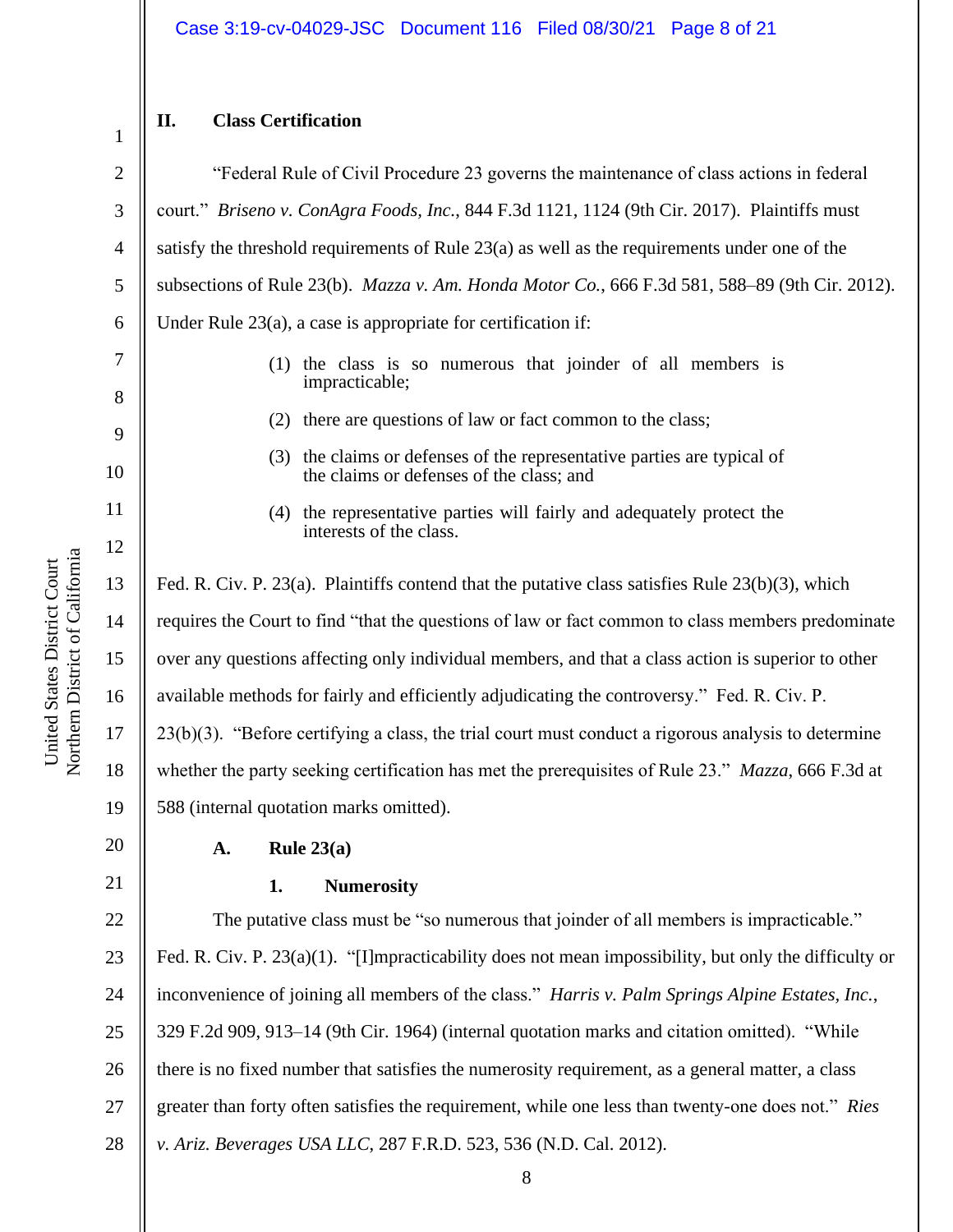## II. Class Certification

"Federal Rule of Civil Procedure 23 governs the maintenance of class actions in federal court." *Briseno v. ConAgra Foods, Inc.*, 844 F.3d 1121, 1124 (9th Cir. 2017). Plaintiffs must satisfy the threshold requirements of Rule 23(a) as well as the requirements under one of the subsections of Rule 23(b). *Mazza v. Am. Honda Motor Co.*, 666 F.3d 581, 588–89 (9th Cir. 2012). Under Rule 23(a), a case is appropriate for certification if:

> (1) the class is so numerous that joinder of all members is impracticable;
>
> (2) there are questions of law or fact common to the class;
>
> (3) the claims or defenses of the representative parties are typical of the claims or defenses of the class; and
>
> (4) the representative parties will fairly and adequately protect the interests of the class.

Fed. R. Civ. P. 23(a). Plaintiffs contend that the putative class satisfies Rule 23(b)(3), which requires the Court to find "that the questions of law or fact common to class members predominate over any questions affecting only individual members, and that a class action is superior to other available methods for fairly and efficiently adjudicating the controversy." Fed. R. Civ. P. 23(b)(3). "Before certifying a class, the trial court must conduct a rigorous analysis to determine whether the party seeking certification has met the prerequisites of Rule 23." *Mazza*, 666 F.3d at 588 (internal quotation marks omitted).

### A. Rule 23(a)

#### 1. Numerosity

The putative class must be "so numerous that joinder of all members is impracticable." Fed. R. Civ. P. 23(a)(1). "[I]mpracticability does not mean impossibility, but only the difficulty or inconvenience of joining all members of the class." *Harris v. Palm Springs Alpine Estates, Inc.*, 329 F.2d 909, 913–14 (9th Cir. 1964) (internal quotation marks and citation omitted). "While there is no fixed number that satisfies the numerosity requirement, as a general matter, a class greater than forty often satisfies the requirement, while one less than twenty-one does not." *Ries v. Ariz. Beverages USA LLC*, 287 F.R.D. 523, 536 (N.D. Cal. 2012).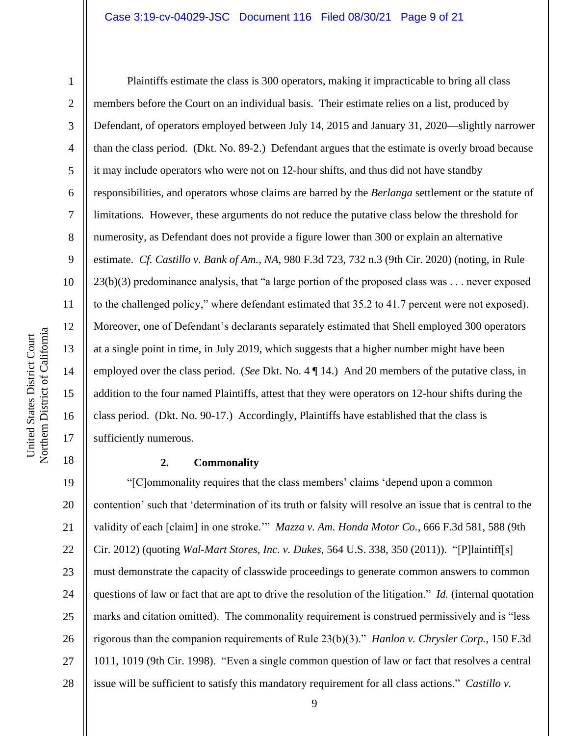Plaintiffs estimate the class is 300 operators, making it impracticable to bring all class members before the Court on an individual basis. Their estimate relies on a list, produced by Defendant, of operators employed between July 14, 2015 and January 31, 2020—slightly narrower than the class period. (Dkt. No. 89-2.) Defendant argues that the estimate is overly broad because it may include operators who were not on 12-hour shifts, and thus did not have standby responsibilities, and operators whose claims are barred by the *Berlanga* settlement or the statute of limitations. However, these arguments do not reduce the putative class below the threshold for numerosity, as Defendant does not provide a figure lower than 300 or explain an alternative estimate. *Cf. Castillo v. Bank of Am., NA*, 980 F.3d 723, 732 n.3 (9th Cir. 2020) (noting, in Rule 23(b)(3) predominance analysis, that "a large portion of the proposed class was . . . never exposed to the challenged policy," where defendant estimated that 35.2 to 41.7 percent were not exposed). Moreover, one of Defendant's declarants separately estimated that Shell employed 300 operators at a single point in time, in July 2019, which suggests that a higher number might have been employed over the class period. (*See* Dkt. No. 4 ¶ 14.) And 20 members of the putative class, in addition to the four named Plaintiffs, attest that they were operators on 12-hour shifts during the class period. (Dkt. No. 90-17.) Accordingly, Plaintiffs have established that the class is sufficiently numerous.

**2. Commonality**

"[C]ommonality requires that the class members' claims 'depend upon a common contention' such that 'determination of its truth or falsity will resolve an issue that is central to the validity of each [claim] in one stroke.'" *Mazza v. Am. Honda Motor Co.*, 666 F.3d 581, 588 (9th Cir. 2012) (quoting *Wal-Mart Stores, Inc. v. Dukes*, 564 U.S. 338, 350 (2011)). "[P]laintiff[s] must demonstrate the capacity of classwide proceedings to generate common answers to common questions of law or fact that are apt to drive the resolution of the litigation." *Id.* (internal quotation marks and citation omitted). The commonality requirement is construed permissively and is "less rigorous than the companion requirements of Rule 23(b)(3)." *Hanlon v. Chrysler Corp.*, 150 F.3d 1011, 1019 (9th Cir. 1998). "Even a single common question of law or fact that resolves a central issue will be sufficient to satisfy this mandatory requirement for all class actions." *Castillo v.*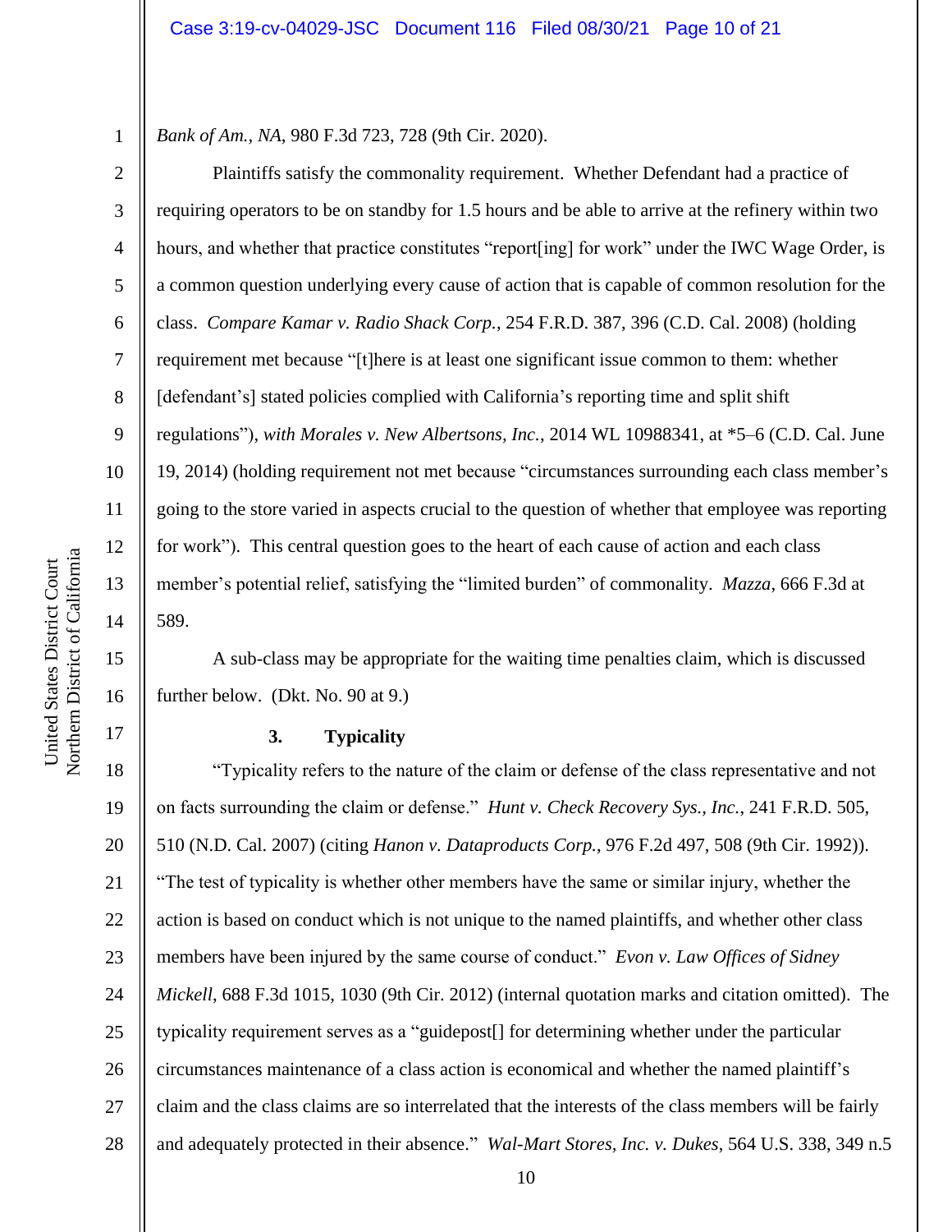*Bank of Am., NA*, 980 F.3d 723, 728 (9th Cir. 2020).

Plaintiffs satisfy the commonality requirement. Whether Defendant had a practice of requiring operators to be on standby for 1.5 hours and be able to arrive at the refinery within two hours, and whether that practice constitutes "report[ing] for work" under the IWC Wage Order, is a common question underlying every cause of action that is capable of common resolution for the class. *Compare Kamar v. Radio Shack Corp.*, 254 F.R.D. 387, 396 (C.D. Cal. 2008) (holding requirement met because "[t]here is at least one significant issue common to them: whether [defendant's] stated policies complied with California's reporting time and split shift regulations"), *with Morales v. New Albertsons, Inc.*, 2014 WL 10988341, at *5–6 (C.D. Cal. June 19, 2014) (holding requirement not met because "circumstances surrounding each class member's going to the store varied in aspects crucial to the question of whether that employee was reporting for work"). This central question goes to the heart of each cause of action and each class member's potential relief, satisfying the "limited burden" of commonality. *Mazza*, 666 F.3d at 589.

A sub-class may be appropriate for the waiting time penalties claim, which is discussed further below. (Dkt. No. 90 at 9.)

### 3. Typicality

"Typicality refers to the nature of the claim or defense of the class representative and not on facts surrounding the claim or defense." *Hunt v. Check Recovery Sys., Inc.*, 241 F.R.D. 505, 510 (N.D. Cal. 2007) (citing *Hanon v. Dataproducts Corp.*, 976 F.2d 497, 508 (9th Cir. 1992)). "The test of typicality is whether other members have the same or similar injury, whether the action is based on conduct which is not unique to the named plaintiffs, and whether other class members have been injured by the same course of conduct." *Evon v. Law Offices of Sidney Mickell*, 688 F.3d 1015, 1030 (9th Cir. 2012) (internal quotation marks and citation omitted). The typicality requirement serves as a "guidepost[] for determining whether under the particular circumstances maintenance of a class action is economical and whether the named plaintiff's claim and the class claims are so interrelated that the interests of the class members will be fairly and adequately protected in their absence." *Wal-Mart Stores, Inc. v. Dukes*, 564 U.S. 338, 349 n.5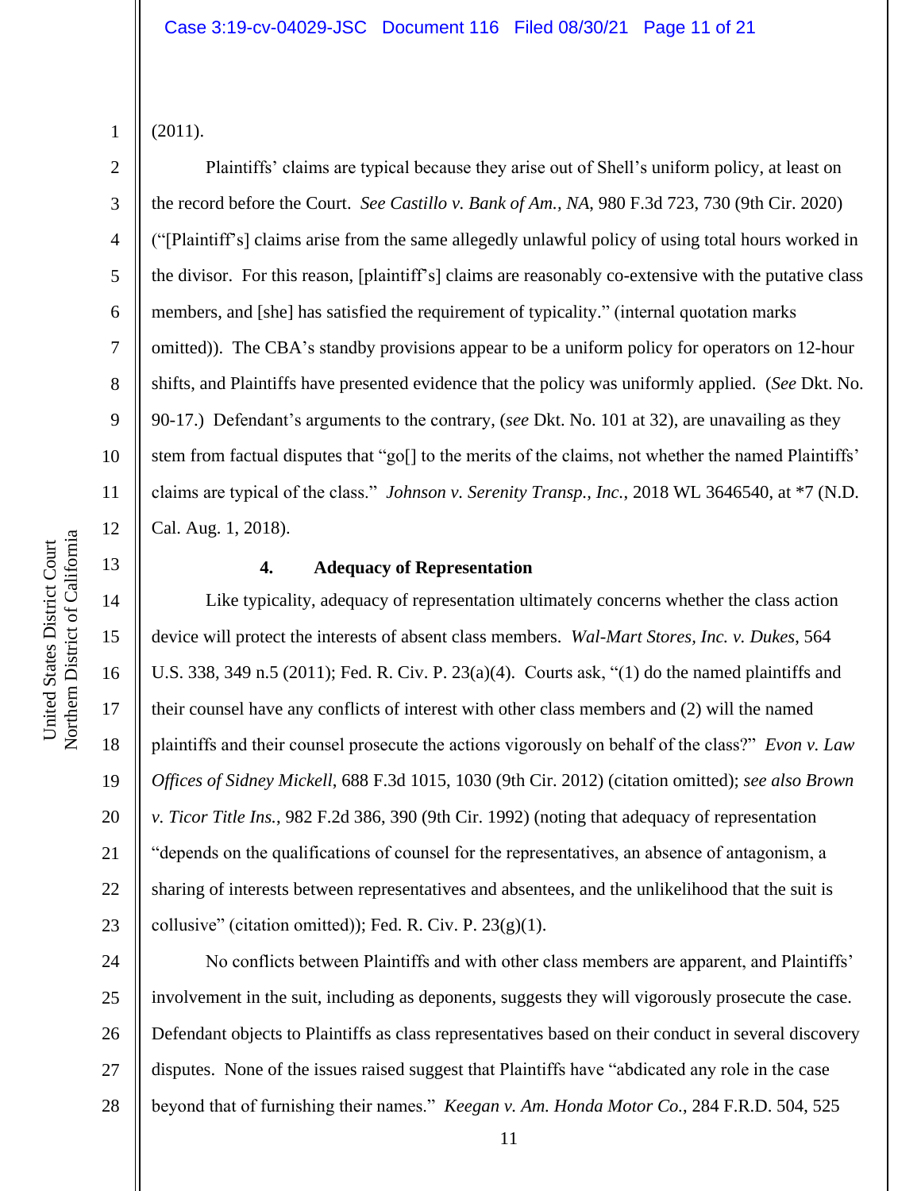(2011).

Plaintiffs' claims are typical because they arise out of Shell's uniform policy, at least on the record before the Court. *See Castillo v. Bank of Am., NA*, 980 F.3d 723, 730 (9th Cir. 2020) ("[Plaintiff's] claims arise from the same allegedly unlawful policy of using total hours worked in the divisor. For this reason, [plaintiff's] claims are reasonably co-extensive with the putative class members, and [she] has satisfied the requirement of typicality." (internal quotation marks omitted)). The CBA's standby provisions appear to be a uniform policy for operators on 12-hour shifts, and Plaintiffs have presented evidence that the policy was uniformly applied. (*See* Dkt. No. 90-17.) Defendant's arguments to the contrary, (*see* Dkt. No. 101 at 32), are unavailing as they stem from factual disputes that "go[] to the merits of the claims, not whether the named Plaintiffs' claims are typical of the class." *Johnson v. Serenity Transp., Inc.*, 2018 WL 3646540, at *7 (N.D. Cal. Aug. 1, 2018).

#### 4. Adequacy of Representation

Like typicality, adequacy of representation ultimately concerns whether the class action device will protect the interests of absent class members. *Wal-Mart Stores, Inc. v. Dukes*, 564 U.S. 338, 349 n.5 (2011); Fed. R. Civ. P. 23(a)(4). Courts ask, "(1) do the named plaintiffs and their counsel have any conflicts of interest with other class members and (2) will the named plaintiffs and their counsel prosecute the actions vigorously on behalf of the class?" *Evon v. Law Offices of Sidney Mickell*, 688 F.3d 1015, 1030 (9th Cir. 2012) (citation omitted); *see also Brown v. Ticor Title Ins.*, 982 F.2d 386, 390 (9th Cir. 1992) (noting that adequacy of representation "depends on the qualifications of counsel for the representatives, an absence of antagonism, a sharing of interests between representatives and absentees, and the unlikelihood that the suit is collusive" (citation omitted)); Fed. R. Civ. P. 23(g)(1).

No conflicts between Plaintiffs and with other class members are apparent, and Plaintiffs' involvement in the suit, including as deponents, suggests they will vigorously prosecute the case. Defendant objects to Plaintiffs as class representatives based on their conduct in several discovery disputes. None of the issues raised suggest that Plaintiffs have "abdicated any role in the case beyond that of furnishing their names." *Keegan v. Am. Honda Motor Co.*, 284 F.R.D. 504, 525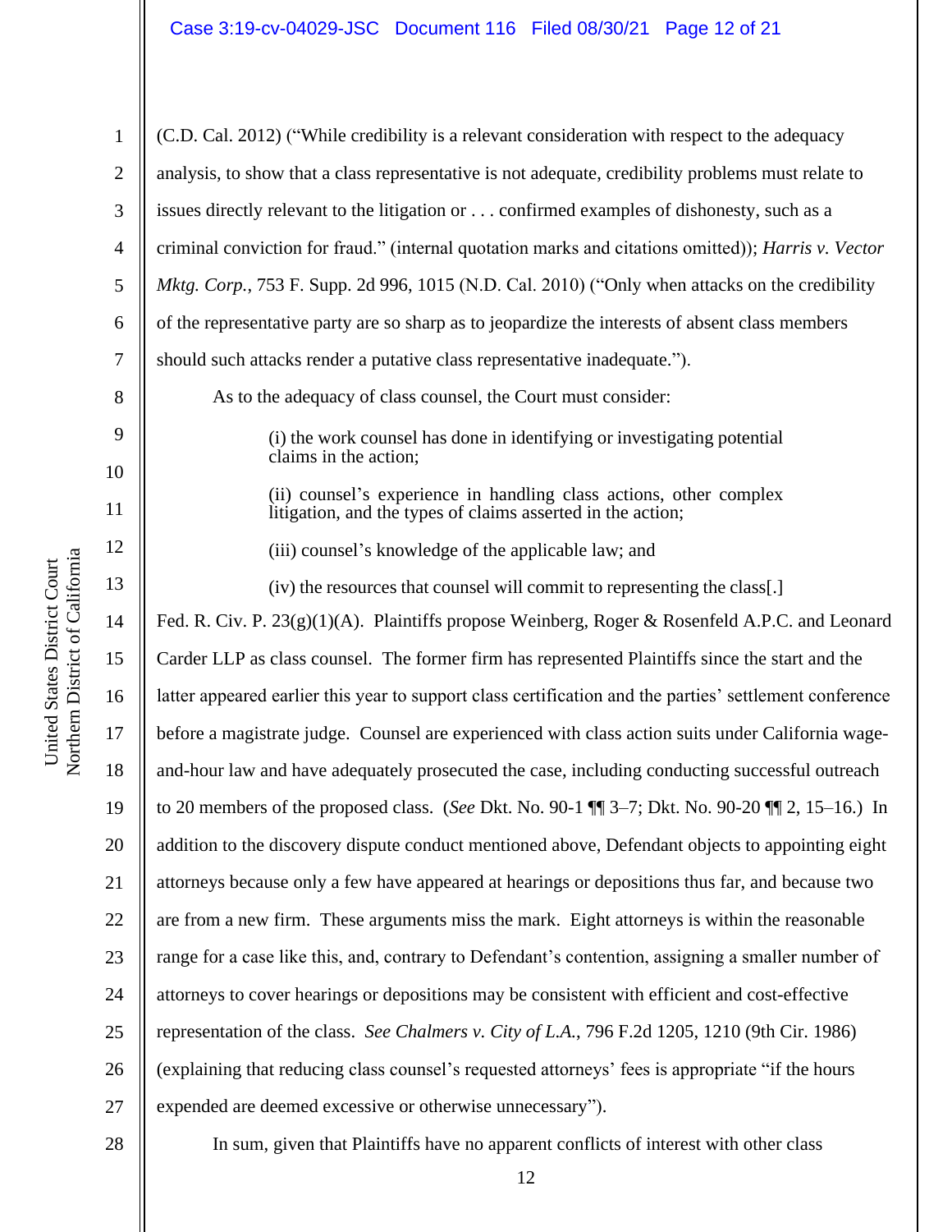(C.D. Cal. 2012) ("While credibility is a relevant consideration with respect to the adequacy analysis, to show that a class representative is not adequate, credibility problems must relate to issues directly relevant to the litigation or . . . confirmed examples of dishonesty, such as a criminal conviction for fraud." (internal quotation marks and citations omitted)); *Harris v. Vector Mktg. Corp.*, 753 F. Supp. 2d 996, 1015 (N.D. Cal. 2010) ("Only when attacks on the credibility of the representative party are so sharp as to jeopardize the interests of absent class members should such attacks render a putative class representative inadequate.").

As to the adequacy of class counsel, the Court must consider:

> (i) the work counsel has done in identifying or investigating potential claims in the action;
>
> (ii) counsel's experience in handling class actions, other complex litigation, and the types of claims asserted in the action;
>
> (iii) counsel's knowledge of the applicable law; and
>
> (iv) the resources that counsel will commit to representing the class[.]

Fed. R. Civ. P. 23(g)(1)(A). Plaintiffs propose Weinberg, Roger & Rosenfeld A.P.C. and Leonard Carder LLP as class counsel. The former firm has represented Plaintiffs since the start and the latter appeared earlier this year to support class certification and the parties' settlement conference before a magistrate judge. Counsel are experienced with class action suits under California wage-and-hour law and have adequately prosecuted the case, including conducting successful outreach to 20 members of the proposed class. (*See* Dkt. No. 90-1 ¶¶ 3–7; Dkt. No. 90-20 ¶¶ 2, 15–16.) In addition to the discovery dispute conduct mentioned above, Defendant objects to appointing eight attorneys because only a few have appeared at hearings or depositions thus far, and because two are from a new firm. These arguments miss the mark. Eight attorneys is within the reasonable range for a case like this, and, contrary to Defendant's contention, assigning a smaller number of attorneys to cover hearings or depositions may be consistent with efficient and cost-effective representation of the class. *See Chalmers v. City of L.A.*, 796 F.2d 1205, 1210 (9th Cir. 1986) (explaining that reducing class counsel's requested attorneys' fees is appropriate "if the hours expended are deemed excessive or otherwise unnecessary").

In sum, given that Plaintiffs have no apparent conflicts of interest with other class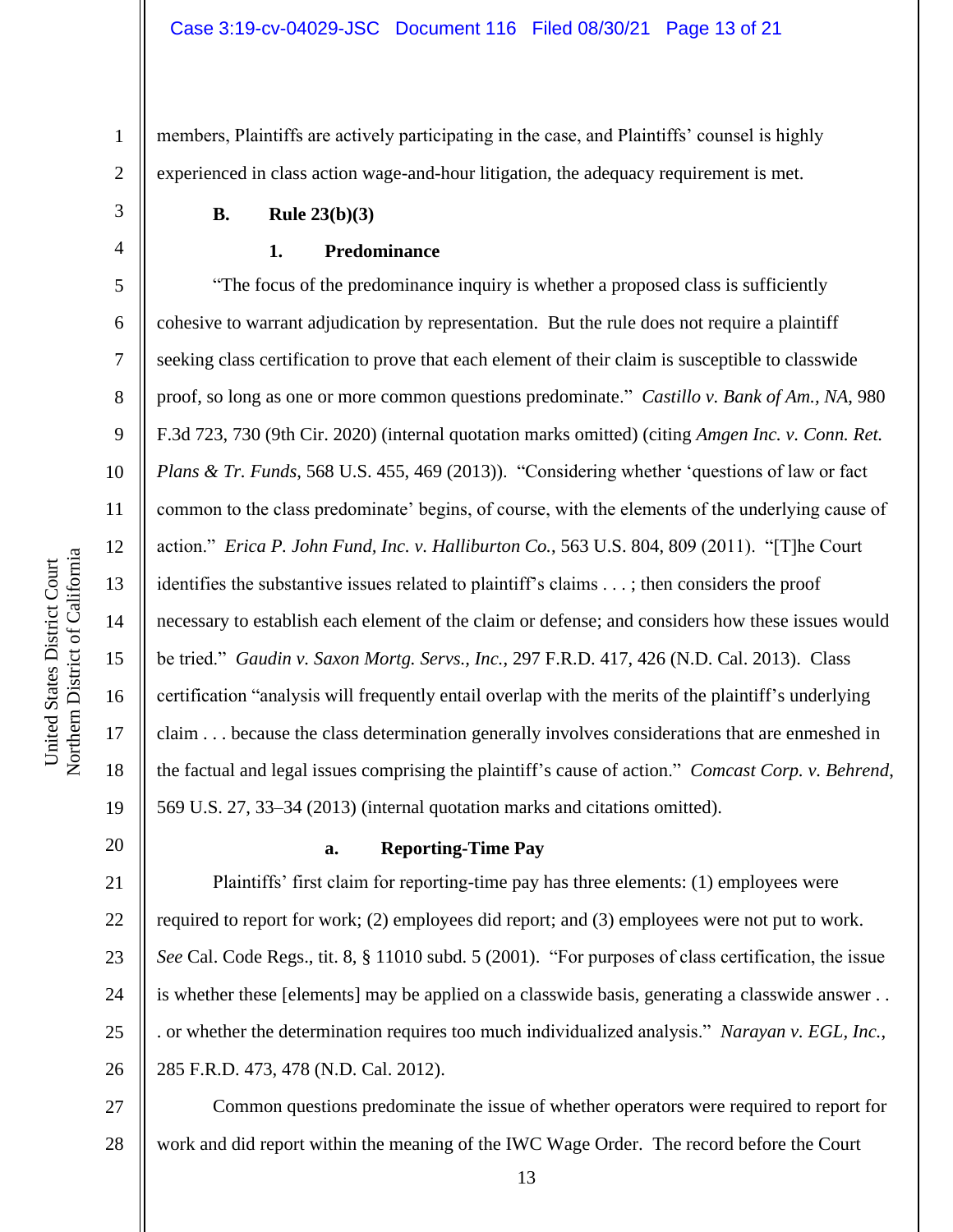members, Plaintiffs are actively participating in the case, and Plaintiffs' counsel is highly experienced in class action wage-and-hour litigation, the adequacy requirement is met.

**B. Rule 23(b)(3)**

**1. Predominance**

"The focus of the predominance inquiry is whether a proposed class is sufficiently cohesive to warrant adjudication by representation. But the rule does not require a plaintiff seeking class certification to prove that each element of their claim is susceptible to classwide proof, so long as one or more common questions predominate." *Castillo v. Bank of Am., NA*, 980 F.3d 723, 730 (9th Cir. 2020) (internal quotation marks omitted) (citing *Amgen Inc. v. Conn. Ret. Plans & Tr. Funds*, 568 U.S. 455, 469 (2013)). "Considering whether 'questions of law or fact common to the class predominate' begins, of course, with the elements of the underlying cause of action." *Erica P. John Fund, Inc. v. Halliburton Co.*, 563 U.S. 804, 809 (2011). "[T]he Court identifies the substantive issues related to plaintiff's claims . . . ; then considers the proof necessary to establish each element of the claim or defense; and considers how these issues would be tried." *Gaudin v. Saxon Mortg. Servs., Inc.*, 297 F.R.D. 417, 426 (N.D. Cal. 2013). Class certification "analysis will frequently entail overlap with the merits of the plaintiff's underlying claim . . . because the class determination generally involves considerations that are enmeshed in the factual and legal issues comprising the plaintiff's cause of action." *Comcast Corp. v. Behrend*, 569 U.S. 27, 33–34 (2013) (internal quotation marks and citations omitted).

**a. Reporting-Time Pay**

Plaintiffs' first claim for reporting-time pay has three elements: (1) employees were required to report for work; (2) employees did report; and (3) employees were not put to work. *See* Cal. Code Regs., tit. 8, § 11010 subd. 5 (2001). "For purposes of class certification, the issue is whether these [elements] may be applied on a classwide basis, generating a classwide answer . . . or whether the determination requires too much individualized analysis." *Narayan v. EGL, Inc.*, 285 F.R.D. 473, 478 (N.D. Cal. 2012).

Common questions predominate the issue of whether operators were required to report for work and did report within the meaning of the IWC Wage Order. The record before the Court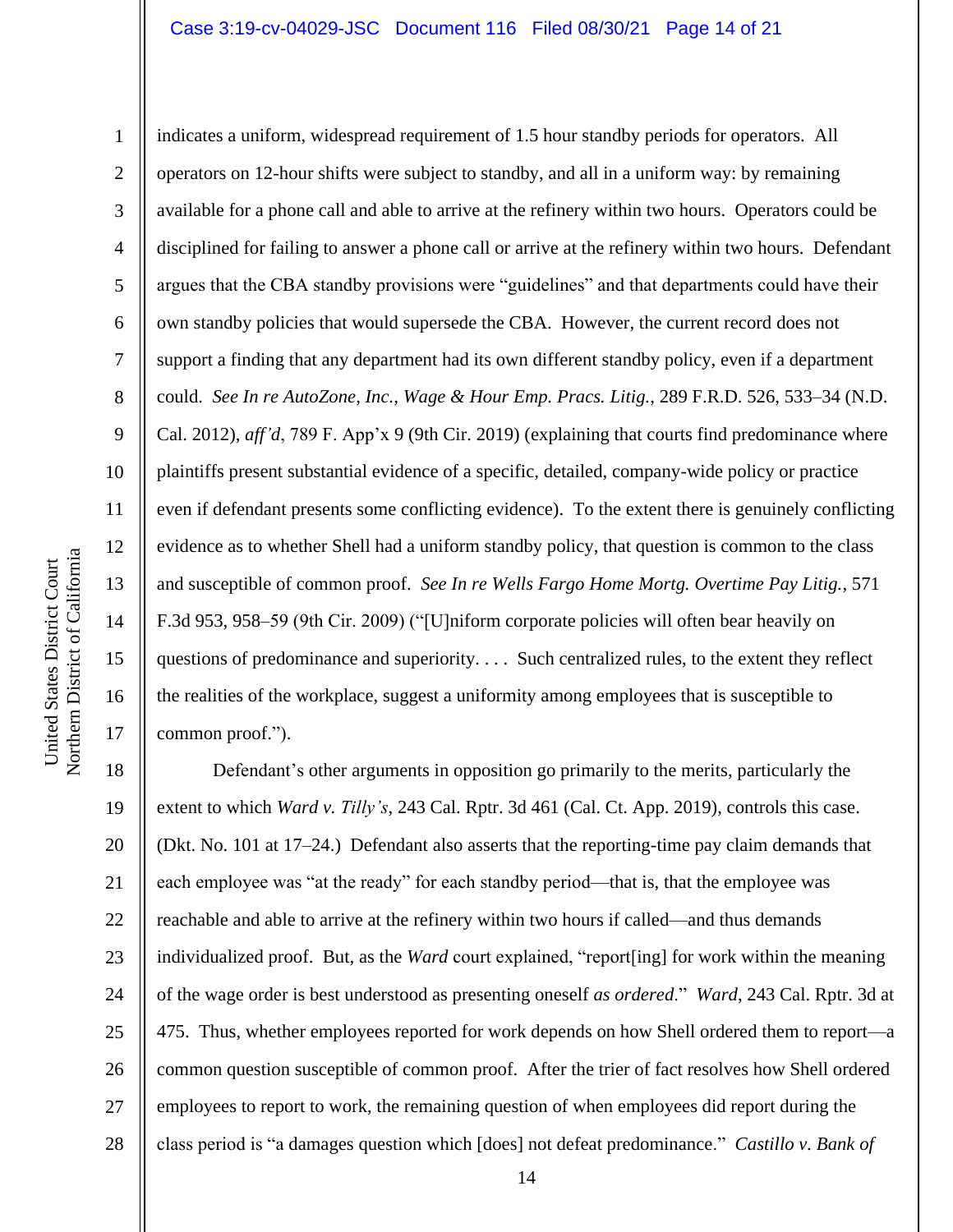indicates a uniform, widespread requirement of 1.5 hour standby periods for operators. All operators on 12-hour shifts were subject to standby, and all in a uniform way: by remaining available for a phone call and able to arrive at the refinery within two hours. Operators could be disciplined for failing to answer a phone call or arrive at the refinery within two hours. Defendant argues that the CBA standby provisions were "guidelines" and that departments could have their own standby policies that would supersede the CBA. However, the current record does not support a finding that any department had its own different standby policy, even if a department could. *See In re AutoZone, Inc., Wage & Hour Emp. Pracs. Litig.*, 289 F.R.D. 526, 533–34 (N.D. Cal. 2012), *aff'd*, 789 F. App'x 9 (9th Cir. 2019) (explaining that courts find predominance where plaintiffs present substantial evidence of a specific, detailed, company-wide policy or practice even if defendant presents some conflicting evidence). To the extent there is genuinely conflicting evidence as to whether Shell had a uniform standby policy, that question is common to the class and susceptible of common proof. *See In re Wells Fargo Home Mortg. Overtime Pay Litig.*, 571 F.3d 953, 958–59 (9th Cir. 2009) ("[U]niform corporate policies will often bear heavily on questions of predominance and superiority. . . . Such centralized rules, to the extent they reflect the realities of the workplace, suggest a uniformity among employees that is susceptible to common proof.").

Defendant's other arguments in opposition go primarily to the merits, particularly the extent to which *Ward v. Tilly's*, 243 Cal. Rptr. 3d 461 (Cal. Ct. App. 2019), controls this case. (Dkt. No. 101 at 17–24.) Defendant also asserts that the reporting-time pay claim demands that each employee was "at the ready" for each standby period—that is, that the employee was reachable and able to arrive at the refinery within two hours if called—and thus demands individualized proof. But, as the *Ward* court explained, "report[ing] for work within the meaning of the wage order is best understood as presenting oneself *as ordered*." *Ward*, 243 Cal. Rptr. 3d at 475. Thus, whether employees reported for work depends on how Shell ordered them to report—a common question susceptible of common proof. After the trier of fact resolves how Shell ordered employees to report to work, the remaining question of when employees did report during the class period is "a damages question which [does] not defeat predominance." *Castillo v. Bank of*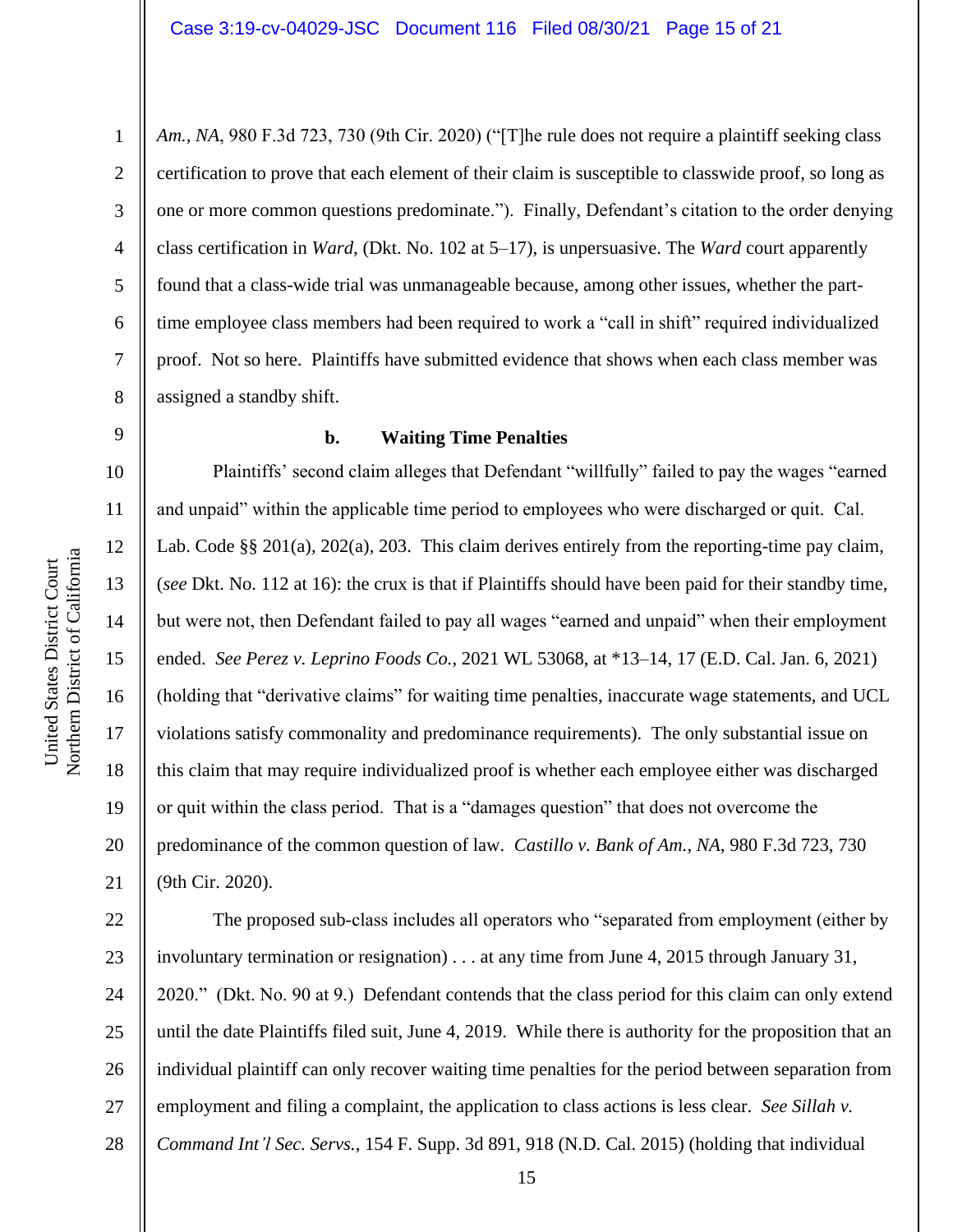*Am., NA*, 980 F.3d 723, 730 (9th Cir. 2020) ("[T]he rule does not require a plaintiff seeking class certification to prove that each element of their claim is susceptible to classwide proof, so long as one or more common questions predominate."). Finally, Defendant's citation to the order denying class certification in *Ward*, (Dkt. No. 102 at 5–17), is unpersuasive. The *Ward* court apparently found that a class-wide trial was unmanageable because, among other issues, whether the part-time employee class members had been required to work a "call in shift" required individualized proof. Not so here. Plaintiffs have submitted evidence that shows when each class member was assigned a standby shift.

**b. Waiting Time Penalties**

Plaintiffs' second claim alleges that Defendant "willfully" failed to pay the wages "earned and unpaid" within the applicable time period to employees who were discharged or quit. Cal. Lab. Code §§ 201(a), 202(a), 203. This claim derives entirely from the reporting-time pay claim, (*see* Dkt. No. 112 at 16): the crux is that if Plaintiffs should have been paid for their standby time, but were not, then Defendant failed to pay all wages "earned and unpaid" when their employment ended. *See Perez v. Leprino Foods Co.*, 2021 WL 53068, at *13–14, 17 (E.D. Cal. Jan. 6, 2021) (holding that "derivative claims" for waiting time penalties, inaccurate wage statements, and UCL violations satisfy commonality and predominance requirements). The only substantial issue on this claim that may require individualized proof is whether each employee either was discharged or quit within the class period. That is a "damages question" that does not overcome the predominance of the common question of law. *Castillo v. Bank of Am., NA*, 980 F.3d 723, 730 (9th Cir. 2020).

The proposed sub-class includes all operators who "separated from employment (either by involuntary termination or resignation) . . . at any time from June 4, 2015 through January 31, 2020." (Dkt. No. 90 at 9.) Defendant contends that the class period for this claim can only extend until the date Plaintiffs filed suit, June 4, 2019. While there is authority for the proposition that an individual plaintiff can only recover waiting time penalties for the period between separation from employment and filing a complaint, the application to class actions is less clear. *See Sillah v. Command Int'l Sec. Servs.*, 154 F. Supp. 3d 891, 918 (N.D. Cal. 2015) (holding that individual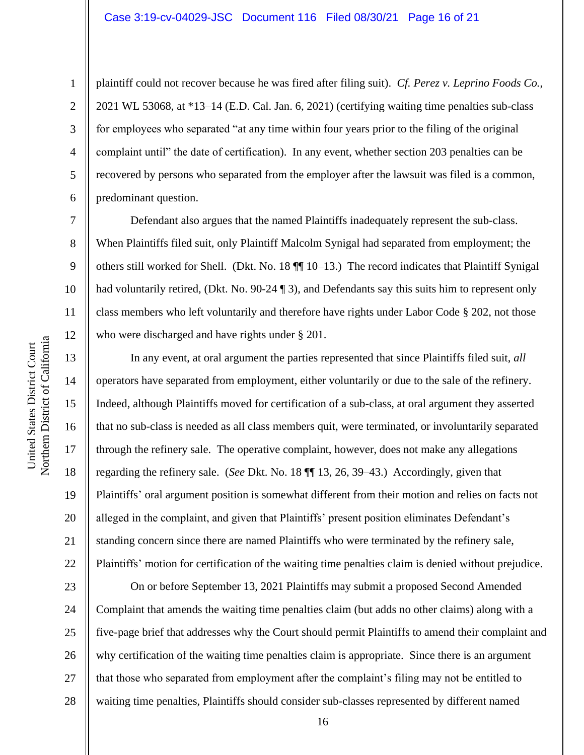plaintiff could not recover because he was fired after filing suit). *Cf. Perez v. Leprino Foods Co.*, 2021 WL 53068, at *13–14 (E.D. Cal. Jan. 6, 2021) (certifying waiting time penalties sub-class for employees who separated "at any time within four years prior to the filing of the original complaint until" the date of certification). In any event, whether section 203 penalties can be recovered by persons who separated from the employer after the lawsuit was filed is a common, predominant question.

Defendant also argues that the named Plaintiffs inadequately represent the sub-class. When Plaintiffs filed suit, only Plaintiff Malcolm Synigal had separated from employment; the others still worked for Shell. (Dkt. No. 18 ¶¶ 10–13.) The record indicates that Plaintiff Synigal had voluntarily retired, (Dkt. No. 90-24 ¶ 3), and Defendants say this suits him to represent only class members who left voluntarily and therefore have rights under Labor Code § 202, not those who were discharged and have rights under § 201.

In any event, at oral argument the parties represented that since Plaintiffs filed suit, *all* operators have separated from employment, either voluntarily or due to the sale of the refinery. Indeed, although Plaintiffs moved for certification of a sub-class, at oral argument they asserted that no sub-class is needed as all class members quit, were terminated, or involuntarily separated through the refinery sale. The operative complaint, however, does not make any allegations regarding the refinery sale. (*See* Dkt. No. 18 ¶¶ 13, 26, 39–43.) Accordingly, given that Plaintiffs' oral argument position is somewhat different from their motion and relies on facts not alleged in the complaint, and given that Plaintiffs' present position eliminates Defendant's standing concern since there are named Plaintiffs who were terminated by the refinery sale, Plaintiffs' motion for certification of the waiting time penalties claim is denied without prejudice.

On or before September 13, 2021 Plaintiffs may submit a proposed Second Amended Complaint that amends the waiting time penalties claim (but adds no other claims) along with a five-page brief that addresses why the Court should permit Plaintiffs to amend their complaint and why certification of the waiting time penalties claim is appropriate. Since there is an argument that those who separated from employment after the complaint's filing may not be entitled to waiting time penalties, Plaintiffs should consider sub-classes represented by different named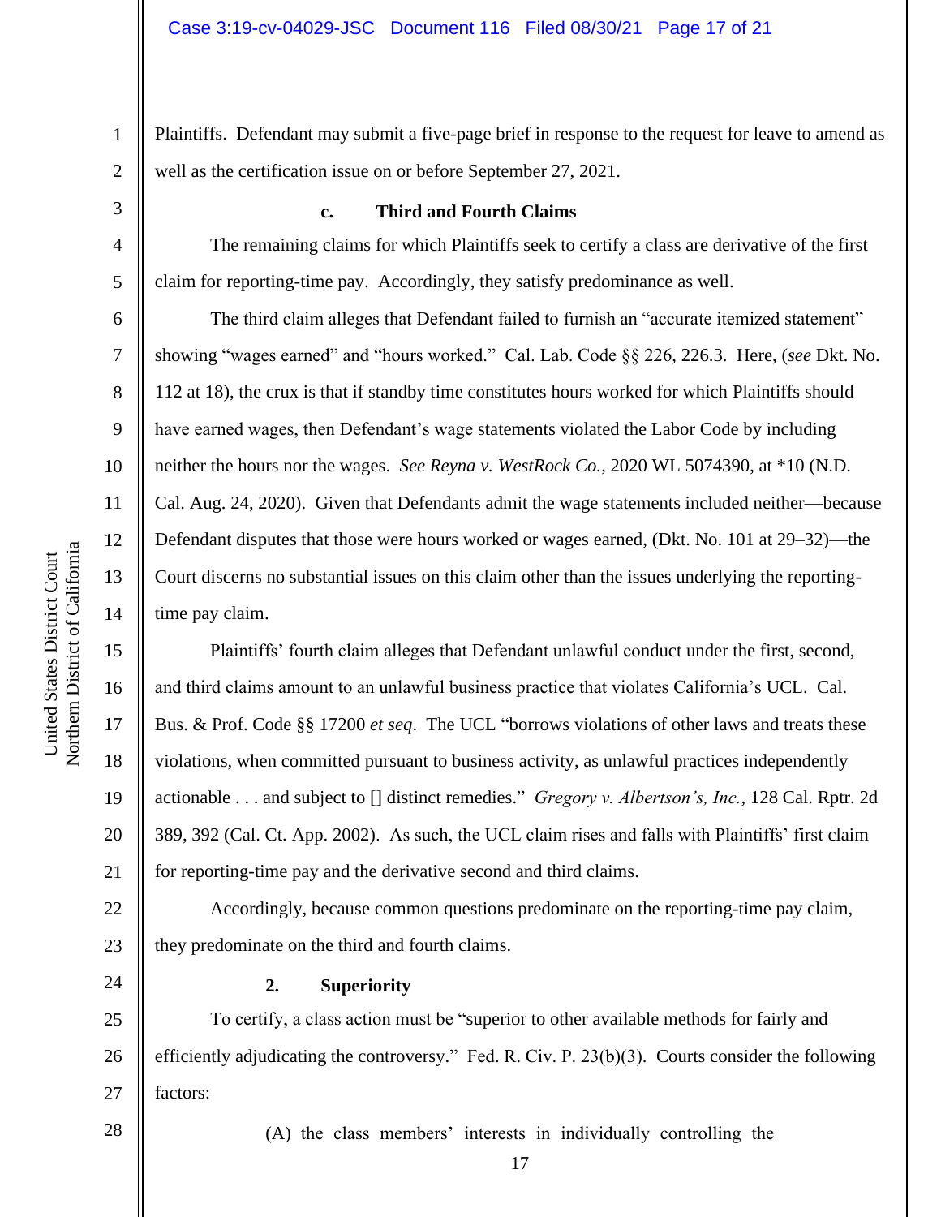Plaintiffs. Defendant may submit a five-page brief in response to the request for leave to amend as well as the certification issue on or before September 27, 2021.

#### c. Third and Fourth Claims

The remaining claims for which Plaintiffs seek to certify a class are derivative of the first claim for reporting-time pay. Accordingly, they satisfy predominance as well.

The third claim alleges that Defendant failed to furnish an "accurate itemized statement" showing "wages earned" and "hours worked." Cal. Lab. Code §§ 226, 226.3. Here, (*see* Dkt. No. 112 at 18), the crux is that if standby time constitutes hours worked for which Plaintiffs should have earned wages, then Defendant's wage statements violated the Labor Code by including neither the hours nor the wages. *See Reyna v. WestRock Co.*, 2020 WL 5074390, at *10 (N.D. Cal. Aug. 24, 2020). Given that Defendants admit the wage statements included neither—because Defendant disputes that those were hours worked or wages earned, (Dkt. No. 101 at 29–32)—the Court discerns no substantial issues on this claim other than the issues underlying the reporting-time pay claim.

Plaintiffs' fourth claim alleges that Defendant unlawful conduct under the first, second, and third claims amount to an unlawful business practice that violates California's UCL. Cal. Bus. & Prof. Code §§ 17200 *et seq*. The UCL "borrows violations of other laws and treats these violations, when committed pursuant to business activity, as unlawful practices independently actionable . . . and subject to [] distinct remedies." *Gregory v. Albertson's, Inc.*, 128 Cal. Rptr. 2d 389, 392 (Cal. Ct. App. 2002). As such, the UCL claim rises and falls with Plaintiffs' first claim for reporting-time pay and the derivative second and third claims.

Accordingly, because common questions predominate on the reporting-time pay claim, they predominate on the third and fourth claims.

### 2. Superiority

To certify, a class action must be "superior to other available methods for fairly and efficiently adjudicating the controversy." Fed. R. Civ. P. 23(b)(3). Courts consider the following factors:

> (A) the class members' interests in individually controlling the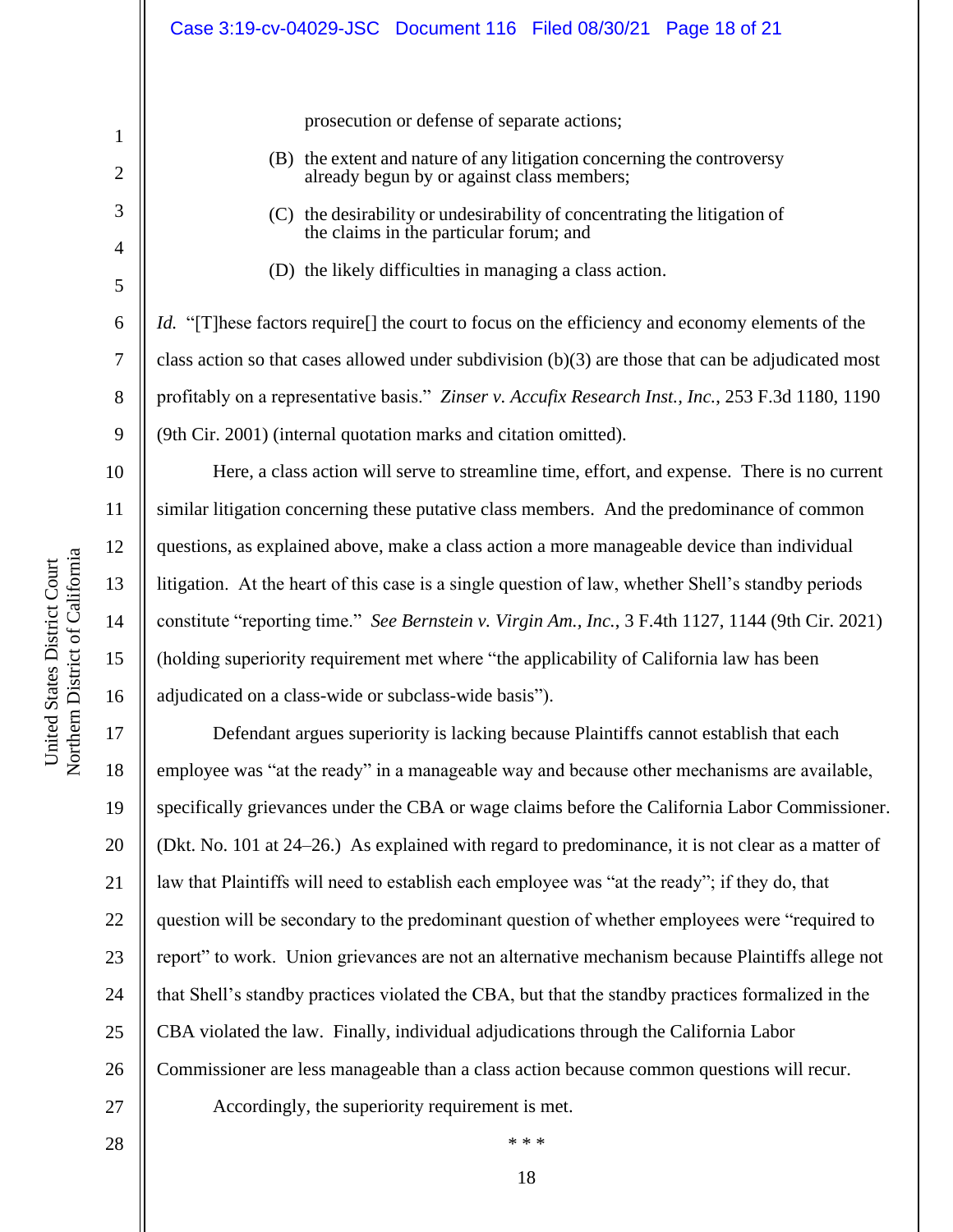prosecution or defense of separate actions;

(B) the extent and nature of any litigation concerning the controversy already begun by or against class members;

(C) the desirability or undesirability of concentrating the litigation of the claims in the particular forum; and

(D) the likely difficulties in managing a class action.

*Id.* "[T]hese factors require[] the court to focus on the efficiency and economy elements of the class action so that cases allowed under subdivision (b)(3) are those that can be adjudicated most profitably on a representative basis." *Zinser v. Accufix Research Inst., Inc.*, 253 F.3d 1180, 1190 (9th Cir. 2001) (internal quotation marks and citation omitted).

Here, a class action will serve to streamline time, effort, and expense. There is no current similar litigation concerning these putative class members. And the predominance of common questions, as explained above, make a class action a more manageable device than individual litigation. At the heart of this case is a single question of law, whether Shell's standby periods constitute "reporting time." *See Bernstein v. Virgin Am., Inc.*, 3 F.4th 1127, 1144 (9th Cir. 2021) (holding superiority requirement met where "the applicability of California law has been adjudicated on a class-wide or subclass-wide basis").

Defendant argues superiority is lacking because Plaintiffs cannot establish that each employee was "at the ready" in a manageable way and because other mechanisms are available, specifically grievances under the CBA or wage claims before the California Labor Commissioner. (Dkt. No. 101 at 24–26.) As explained with regard to predominance, it is not clear as a matter of law that Plaintiffs will need to establish each employee was "at the ready"; if they do, that question will be secondary to the predominant question of whether employees were "required to report" to work. Union grievances are not an alternative mechanism because Plaintiffs allege not that Shell's standby practices violated the CBA, but that the standby practices formalized in the CBA violated the law. Finally, individual adjudications through the California Labor Commissioner are less manageable than a class action because common questions will recur.

Accordingly, the superiority requirement is met.

\* \* \*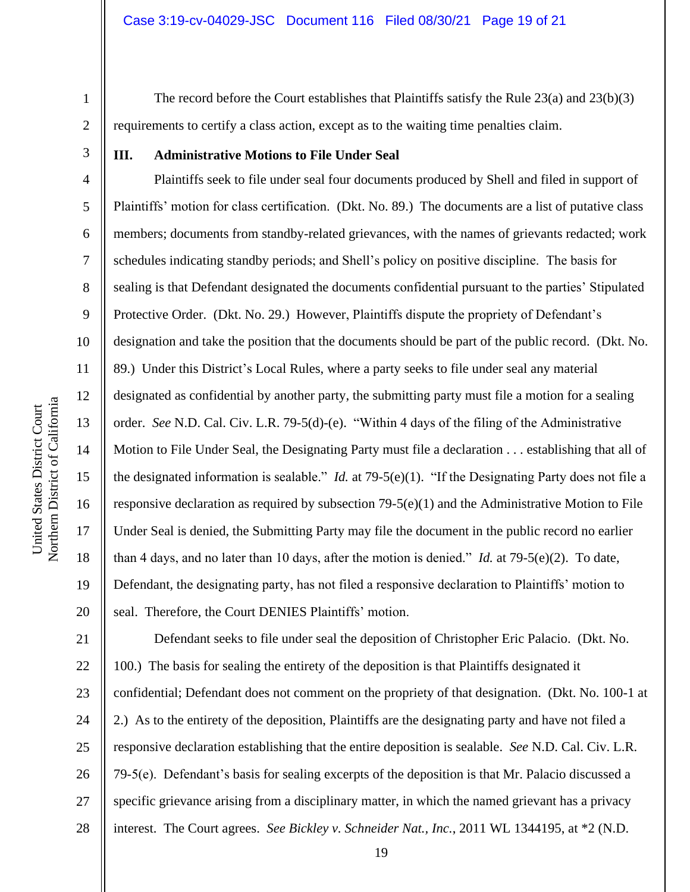The record before the Court establishes that Plaintiffs satisfy the Rule 23(a) and 23(b)(3) requirements to certify a class action, except as to the waiting time penalties claim.

### III. Administrative Motions to File Under Seal

Plaintiffs seek to file under seal four documents produced by Shell and filed in support of Plaintiffs' motion for class certification. (Dkt. No. 89.) The documents are a list of putative class members; documents from standby-related grievances, with the names of grievants redacted; work schedules indicating standby periods; and Shell's policy on positive discipline. The basis for sealing is that Defendant designated the documents confidential pursuant to the parties' Stipulated Protective Order. (Dkt. No. 29.) However, Plaintiffs dispute the propriety of Defendant's designation and take the position that the documents should be part of the public record. (Dkt. No. 89.) Under this District's Local Rules, where a party seeks to file under seal any material designated as confidential by another party, the submitting party must file a motion for a sealing order. *See* N.D. Cal. Civ. L.R. 79-5(d)-(e). "Within 4 days of the filing of the Administrative Motion to File Under Seal, the Designating Party must file a declaration . . . establishing that all of the designated information is sealable." *Id.* at 79-5(e)(1). "If the Designating Party does not file a responsive declaration as required by subsection 79-5(e)(1) and the Administrative Motion to File Under Seal is denied, the Submitting Party may file the document in the public record no earlier than 4 days, and no later than 10 days, after the motion is denied." *Id.* at 79-5(e)(2). To date, Defendant, the designating party, has not filed a responsive declaration to Plaintiffs' motion to seal. Therefore, the Court DENIES Plaintiffs' motion.

Defendant seeks to file under seal the deposition of Christopher Eric Palacio. (Dkt. No. 100.) The basis for sealing the entirety of the deposition is that Plaintiffs designated it confidential; Defendant does not comment on the propriety of that designation. (Dkt. No. 100-1 at 2.) As to the entirety of the deposition, Plaintiffs are the designating party and have not filed a responsive declaration establishing that the entire deposition is sealable. *See* N.D. Cal. Civ. L.R. 79-5(e). Defendant's basis for sealing excerpts of the deposition is that Mr. Palacio discussed a specific grievance arising from a disciplinary matter, in which the named grievant has a privacy interest. The Court agrees. *See Bickley v. Schneider Nat., Inc.*, 2011 WL 1344195, at *2 (N.D.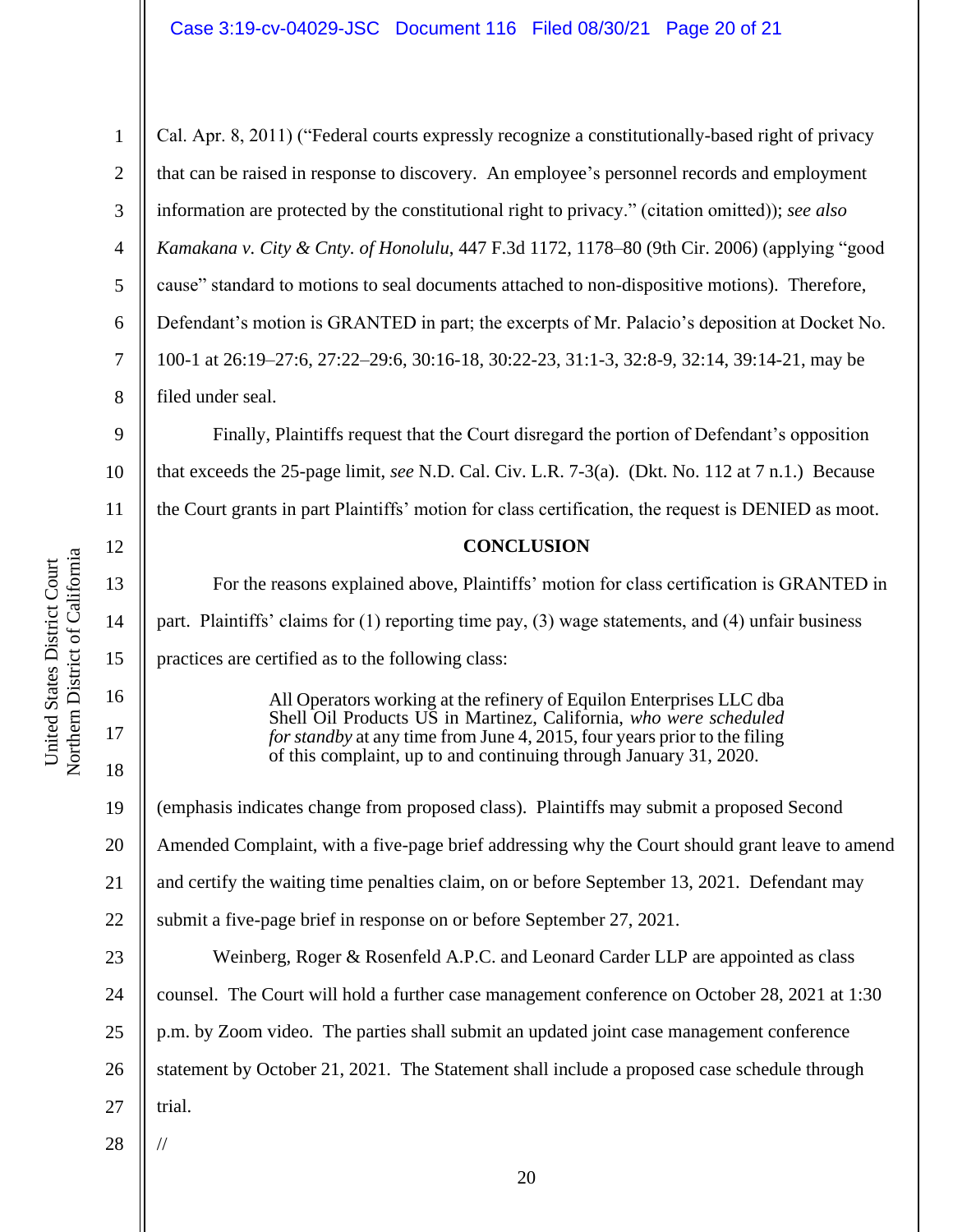Cal. Apr. 8, 2011) ("Federal courts expressly recognize a constitutionally-based right of privacy that can be raised in response to discovery. An employee's personnel records and employment information are protected by the constitutional right to privacy." (citation omitted)); *see also Kamakana v. City & Cnty. of Honolulu*, 447 F.3d 1172, 1178–80 (9th Cir. 2006) (applying "good cause" standard to motions to seal documents attached to non-dispositive motions). Therefore, Defendant's motion is GRANTED in part; the excerpts of Mr. Palacio's deposition at Docket No. 100-1 at 26:19–27:6, 27:22–29:6, 30:16-18, 30:22-23, 31:1-3, 32:8-9, 32:14, 39:14-21, may be filed under seal.

Finally, Plaintiffs request that the Court disregard the portion of Defendant's opposition that exceeds the 25-page limit, *see* N.D. Cal. Civ. L.R. 7-3(a). (Dkt. No. 112 at 7 n.1.) Because the Court grants in part Plaintiffs' motion for class certification, the request is DENIED as moot.

**CONCLUSION**

For the reasons explained above, Plaintiffs' motion for class certification is GRANTED in part. Plaintiffs' claims for (1) reporting time pay, (3) wage statements, and (4) unfair business practices are certified as to the following class:

> All Operators working at the refinery of Equilon Enterprises LLC dba Shell Oil Products US in Martinez, California, *who were scheduled for standby* at any time from June 4, 2015, four years prior to the filing of this complaint, up to and continuing through January 31, 2020.

(emphasis indicates change from proposed class). Plaintiffs may submit a proposed Second Amended Complaint, with a five-page brief addressing why the Court should grant leave to amend and certify the waiting time penalties claim, on or before September 13, 2021. Defendant may submit a five-page brief in response on or before September 27, 2021.

Weinberg, Roger & Rosenfeld A.P.C. and Leonard Carder LLP are appointed as class counsel. The Court will hold a further case management conference on October 28, 2021 at 1:30 p.m. by Zoom video. The parties shall submit an updated joint case management conference statement by October 21, 2021. The Statement shall include a proposed case schedule through trial.

//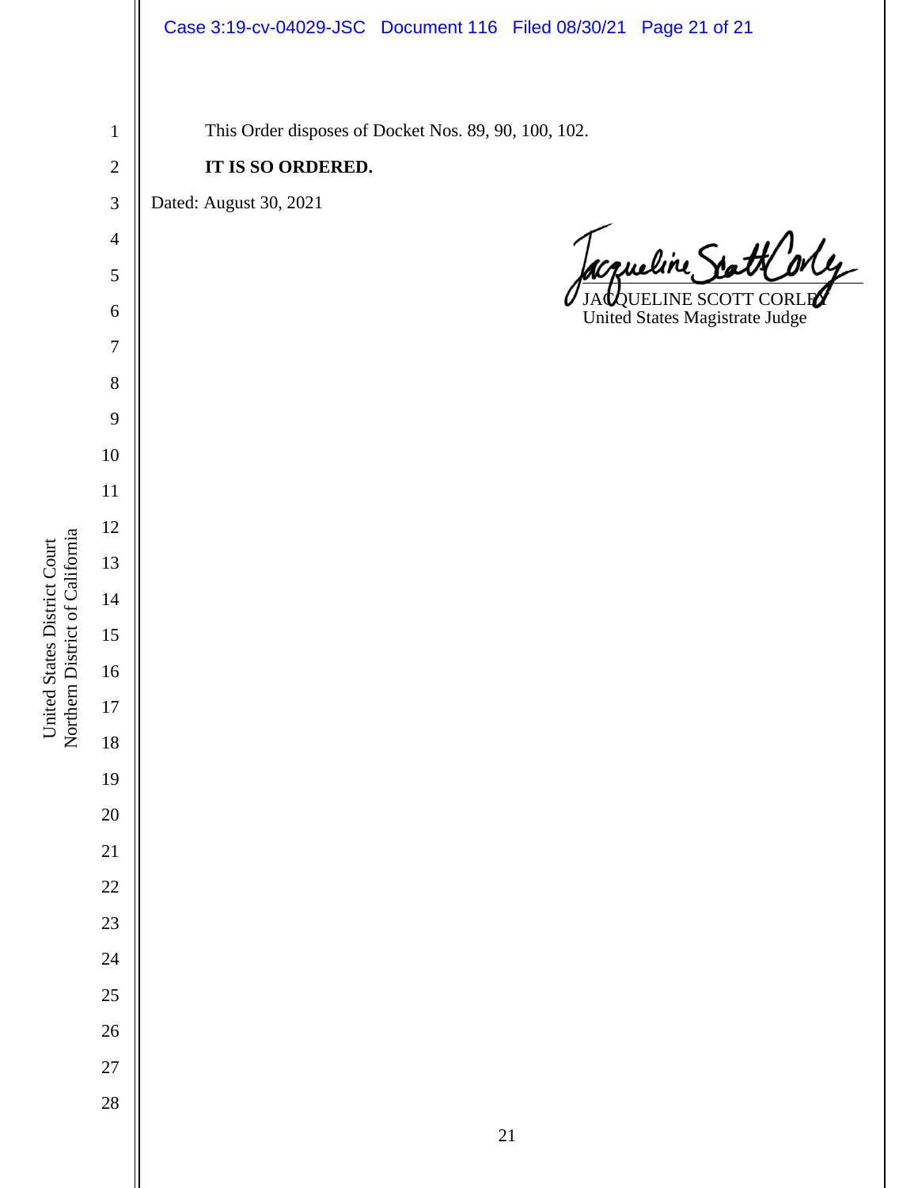This Order disposes of Docket Nos. 89, 90, 100, 102.

**IT IS SO ORDERED.**

Dated: August 30, 2021

JACQUELINE SCOTT CORLEY
United States Magistrate Judge